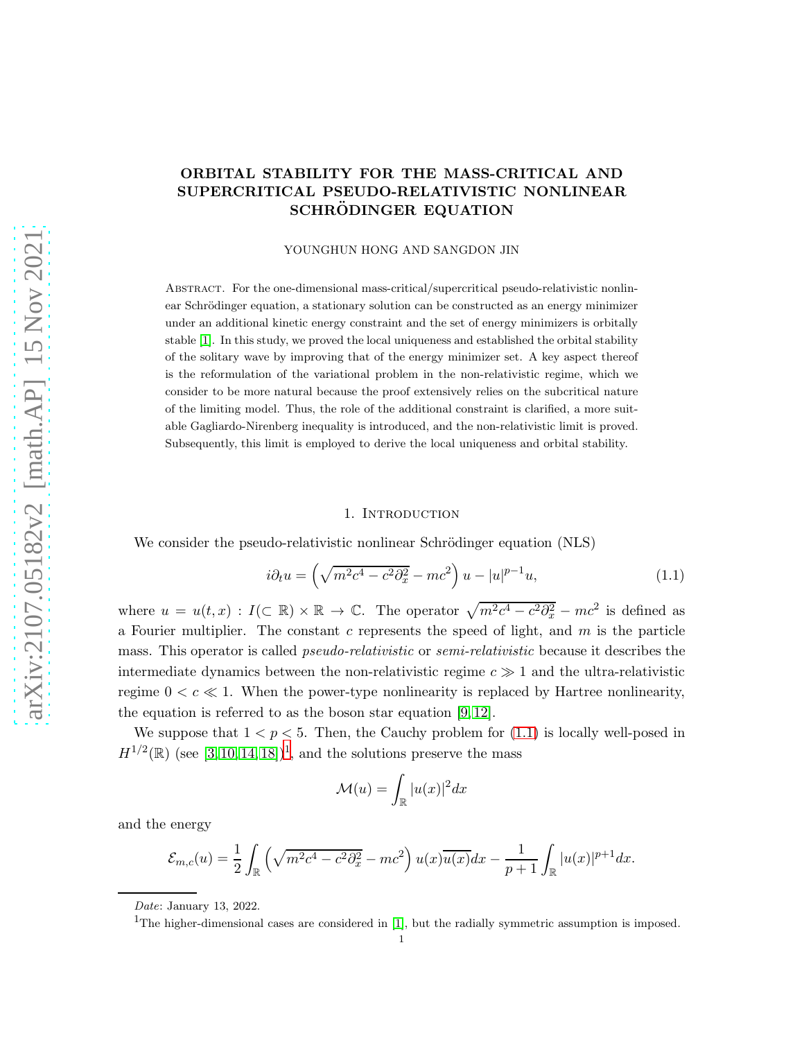# ORBITAL STABILITY FOR THE MASS-CRITICAL AND SUPERCRITICAL PSEUDO-RELATIVISTIC NONLINEAR SCHRÖDINGER EQUATION

YOUNGHUN HONG AND SANGDON JIN

Abstract. For the one-dimensional mass-critical/supercritical pseudo-relativistic nonlinear Schrödinger equation, a stationary solution can be constructed as an energy minimizer under an additional kinetic energy constraint and the set of energy minimizers is orbitally stable [1]. In this study, we proved the local uniqueness and established the orbital stability of the solitary wave by improving that of the energy minimizer set. A key aspect thereof is the reformulation of the variational problem in the non-relativistic regime, which we consider to be more natural because the proof extensively relies on the subcritical nature of the limiting model. Thus, the role of the additional constraint is clarified, a more suitable Gagliardo-Nirenberg inequality is introduced, and the non-relativistic limit is proved. Subsequently, this limit is employed to derive the local uniqueness and orbital stability.

## 1. Introduction

We consider the pseudo-relativistic nonlinear Schrödinger equation (NLS)

$$i\partial_t u = \left(\sqrt{m^2c^4 - c^2\partial_x^2} - mc^2\right) u - |u|^{p-1}u, \tag{1.1}$$

where $u = u(t,x) : I(\subset \mathbb{R}) \times \mathbb{R} \to \mathbb{C}$. The operator $\sqrt{m^2c^4 - c^2\partial_x^2} - mc^2$ is defined as a Fourier multiplier. The constant $c$ represents the speed of light, and $m$ is the particle mass. This operator is called *pseudo-relativistic* or *semi-relativistic* because it describes the intermediate dynamics between the non-relativistic regime $c \gg 1$ and the ultra-relativistic regime $0 < c \ll 1$. When the power-type nonlinearity is replaced by Hartree nonlinearity, the equation is referred to as the boson star equation [9,12].

We suppose that $1 < p < 5$. Then, the Cauchy problem for (1.1) is locally well-posed in $H^{1/2}(\mathbb{R})$ (see [3,10,14,18])[1], and the solutions preserve the mass

$$\mathcal{M}(u) = \int_{\mathbb{R}} |u(x)|^2 dx$$

and the energy

$$\mathcal{E}_{m,c}(u) = \frac{1}{2}\int_{\mathbb{R}} \left(\sqrt{m^2c^4 - c^2\partial_x^2} - mc^2\right) u(x)\overline{u(x)}dx - \frac{1}{p+1}\int_{\mathbb{R}} |u(x)|^{p+1}dx.$$

*Date*: January 13, 2022.

[1] The higher-dimensional cases are considered in [1], but the radially symmetric assumption is imposed.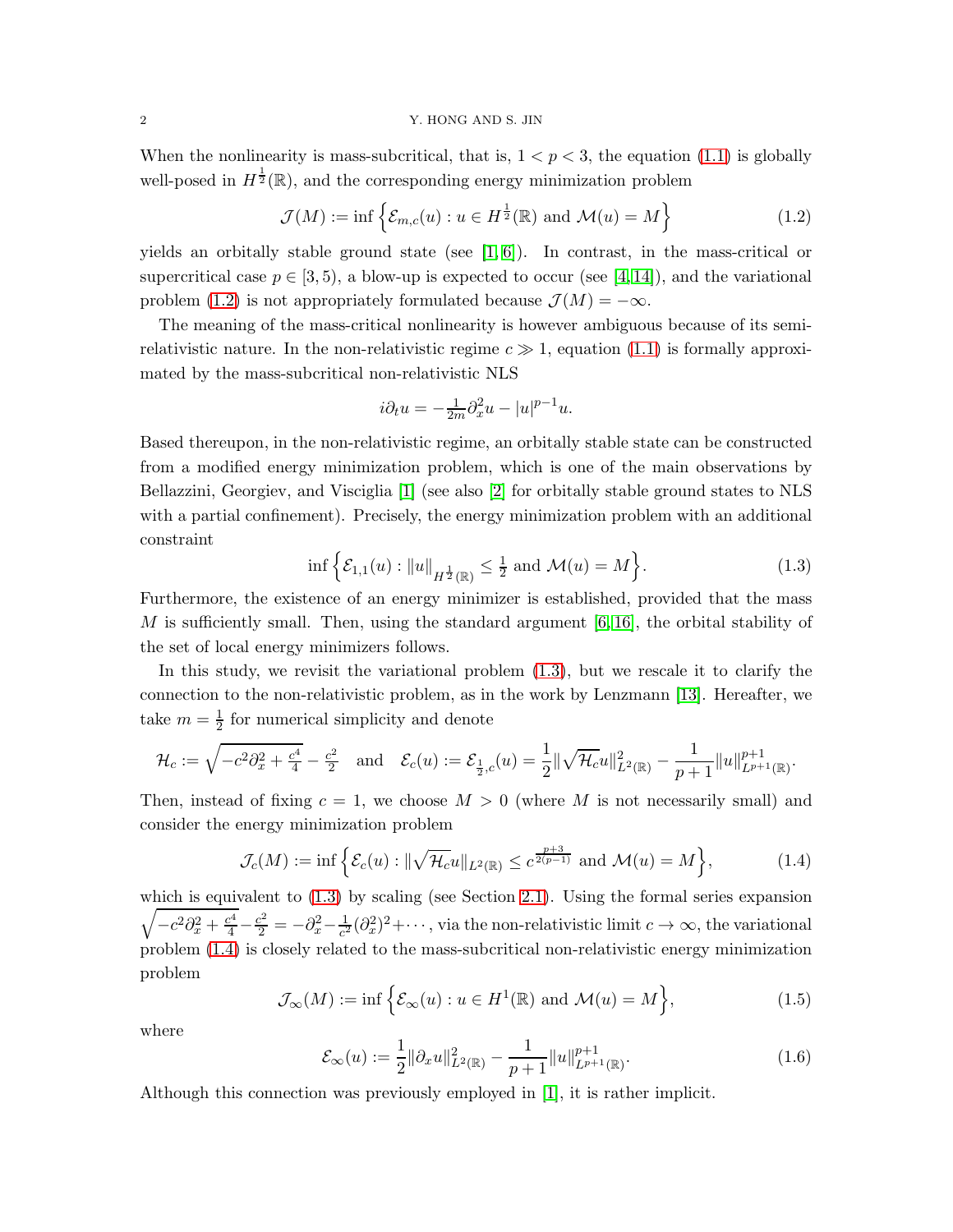When the nonlinearity is mass-subcritical, that is, $1 < p < 3$, the equation (1.1) is globally well-posed in $H^{\frac{1}{2}}(\mathbb{R})$, and the corresponding energy minimization problem

$$\mathcal{J}(M) := \inf\Big\{\mathcal{E}_{m,c}(u) : u \in H^{\frac{1}{2}}(\mathbb{R}) \text{ and } \mathcal{M}(u) = M\Big\} \tag{1.2}$$

yields an orbitally stable ground state (see [1, 6]). In contrast, in the mass-critical or supercritical case $p \in [3, 5)$, a blow-up is expected to occur (see [4, 14]), and the variational problem (1.2) is not appropriately formulated because $\mathcal{J}(M) = -\infty$.

The meaning of the mass-critical nonlinearity is however ambiguous because of its semi-relativistic nature. In the non-relativistic regime $c \gg 1$, equation (1.1) is formally approximated by the mass-subcritical non-relativistic NLS

$$i\partial_t u = -\tfrac{1}{2m}\partial_x^2 u - |u|^{p-1}u.$$

Based thereupon, in the non-relativistic regime, an orbitally stable state can be constructed from a modified energy minimization problem, which is one of the main observations by Bellazzini, Georgiev, and Visciglia [1] (see also [2] for orbitally stable ground states to NLS with a partial confinement). Precisely, the energy minimization problem with an additional constraint

$$\inf\Big\{\mathcal{E}_{1,1}(u) : \|u\|_{H^{\frac{1}{2}}(\mathbb{R})} \le \tfrac{1}{2} \text{ and } \mathcal{M}(u) = M\Big\}. \tag{1.3}$$

Furthermore, the existence of an energy minimizer is established, provided that the mass $M$ is sufficiently small. Then, using the standard argument [6, 16], the orbital stability of the set of local energy minimizers follows.

In this study, we revisit the variational problem (1.3), but we rescale it to clarify the connection to the non-relativistic problem, as in the work by Lenzmann [13]. Hereafter, we take $m = \frac{1}{2}$ for numerical simplicity and denote

$$\mathcal{H}_c := \sqrt{-c^2\partial_x^2 + \tfrac{c^4}{4}} - \tfrac{c^2}{2} \quad \text{and} \quad \mathcal{E}_c(u) := \mathcal{E}_{\frac{1}{2},c}(u) = \frac{1}{2}\|\sqrt{\mathcal{H}_c}u\|_{L^2(\mathbb{R})}^2 - \frac{1}{p+1}\|u\|_{L^{p+1}(\mathbb{R})}^{p+1}.$$

Then, instead of fixing $c = 1$, we choose $M > 0$ (where $M$ is not necessarily small) and consider the energy minimization problem

$$\mathcal{J}_c(M) := \inf\Big\{\mathcal{E}_c(u) : \|\sqrt{\mathcal{H}_c}u\|_{L^2(\mathbb{R})} \le c^{\frac{p+3}{2(p-1)}} \text{ and } \mathcal{M}(u) = M\Big\}, \tag{1.4}$$

which is equivalent to (1.3) by scaling (see Section 2.1). Using the formal series expansion $\sqrt{-c^2\partial_x^2 + \frac{c^4}{4}} - \frac{c^2}{2} = -\partial_x^2 - \frac{1}{c^2}(\partial_x^2)^2 + \cdots$, via the non-relativistic limit $c \to \infty$, the variational problem (1.4) is closely related to the mass-subcritical non-relativistic energy minimization problem

$$\mathcal{J}_\infty(M) := \inf\Big\{\mathcal{E}_\infty(u) : u \in H^1(\mathbb{R}) \text{ and } \mathcal{M}(u) = M\Big\}, \tag{1.5}$$

where

$$\mathcal{E}_\infty(u) := \frac{1}{2}\|\partial_x u\|_{L^2(\mathbb{R})}^2 - \frac{1}{p+1}\|u\|_{L^{p+1}(\mathbb{R})}^{p+1}. \tag{1.6}$$

Although this connection was previously employed in [1], it is rather implicit.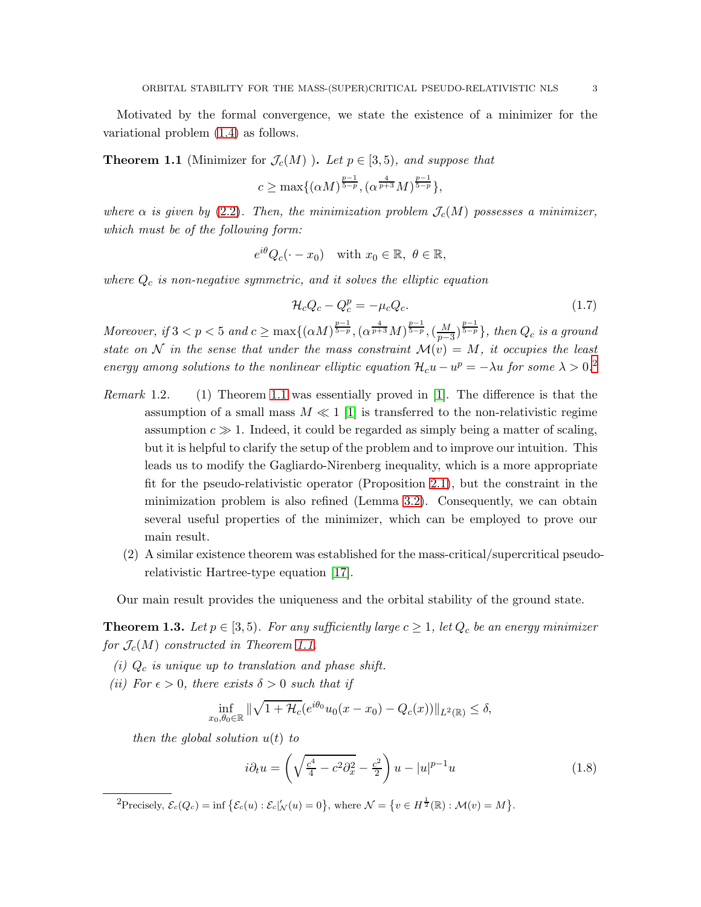Motivated by the formal convergence, we state the existence of a minimizer for the variational problem (1.4) as follows.

**Theorem 1.1** (Minimizer for $\mathcal{J}_c(M)$ )**.** *Let $p \in [3,5)$, and suppose that*

$$c \geq \max\{(\alpha M)^{\frac{p-1}{5-p}}, (\alpha^{\frac{4}{p+3}} M)^{\frac{p-1}{5-p}}\},$$

*where $\alpha$ is given by (2.2). Then, the minimization problem $\mathcal{J}_c(M)$ possesses a minimizer, which must be of the following form:*

$$e^{i\theta} Q_c(\cdot - x_0) \quad \text{with } x_0 \in \mathbb{R},\ \theta \in \mathbb{R},$$

*where $Q_c$ is non-negative symmetric, and it solves the elliptic equation*

$$\mathcal{H}_c Q_c - Q_c^p = -\mu_c Q_c. \tag{1.7}$$

*Moreover, if $3 < p < 5$ and $c \geq \max\{(\alpha M)^{\frac{p-1}{5-p}}, (\alpha^{\frac{4}{p+3}} M)^{\frac{p-1}{5-p}}, (\frac{M}{p-3})^{\frac{p-1}{5-p}}\}$, then $Q_c$ is a ground state on $\mathcal{N}$ in the sense that under the mass constraint $\mathcal{M}(v) = M$, it occupies the least energy among solutions to the nonlinear elliptic equation $\mathcal{H}_c u - u^p = -\lambda u$ for some $\lambda > 0$.*[2]

*Remark* 1.2.

1. Theorem 1.1 was essentially proved in [1]. The difference is that the assumption of a small mass $M \ll 1$ [1] is transferred to the non-relativistic regime assumption $c \gg 1$. Indeed, it could be regarded as simply being a matter of scaling, but it is helpful to clarify the setup of the problem and to improve our intuition. This leads us to modify the Gagliardo-Nirenberg inequality, which is a more appropriate fit for the pseudo-relativistic operator (Proposition 2.1), but the constraint in the minimization problem is also refined (Lemma 3.2). Consequently, we can obtain several useful properties of the minimizer, which can be employed to prove our main result.
2. A similar existence theorem was established for the mass-critical/supercritical pseudo-relativistic Hartree-type equation [17].

Our main result provides the uniqueness and the orbital stability of the ground state.

**Theorem 1.3.** *Let $p \in [3,5)$. For any sufficiently large $c \geq 1$, let $Q_c$ be an energy minimizer for $\mathcal{J}_c(M)$ constructed in Theorem 1.1.*

*(i) $Q_c$ is unique up to translation and phase shift.*

*(ii) For $\epsilon > 0$, there exists $\delta > 0$ such that if*

$$\inf_{x_0,\theta_0 \in \mathbb{R}} \|\sqrt{1 + \mathcal{H}_c}(e^{i\theta_0} u_0(x - x_0) - Q_c(x))\|_{L^2(\mathbb{R})} \leq \delta,$$

*then the global solution $u(t)$ to*

$$i\partial_t u = \left(\sqrt{\tfrac{c^4}{4} - c^2\partial_x^2} - \tfrac{c^2}{2}\right) u - |u|^{p-1} u \tag{1.8}$$

[2] Precisely, $\mathcal{E}_c(Q_c) = \inf\{\mathcal{E}_c(u) : \mathcal{E}_c|'_{\mathcal{N}}(u) = 0\}$, where $\mathcal{N} = \{v \in H^{\frac{1}{2}}(\mathbb{R}) : \mathcal{M}(v) = M\}$.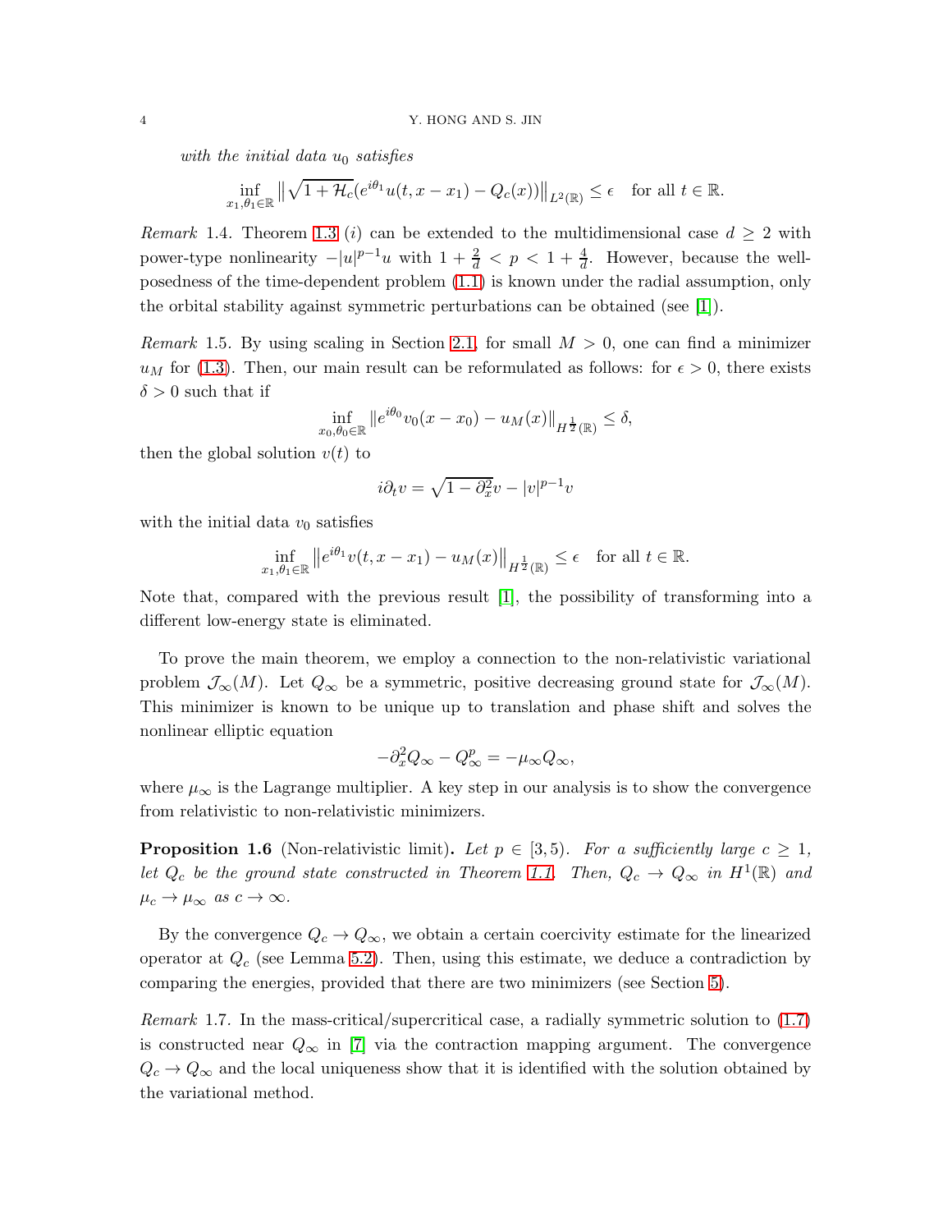*with the initial data $u_0$ satisfies*

$$\inf_{x_1,\theta_1\in\mathbb{R}} \left\| \sqrt{1+\mathcal{H}_c}(e^{i\theta_1}u(t,x-x_1) - Q_c(x)) \right\|_{L^2(\mathbb{R})} \le \epsilon \quad \text{for all } t \in \mathbb{R}.$$

*Remark* 1.4. Theorem 1.3 $(i)$ can be extended to the multidimensional case $d \ge 2$ with power-type nonlinearity $-|u|^{p-1}u$ with $1 + \frac{2}{d} < p < 1 + \frac{4}{d}$. However, because the well-posedness of the time-dependent problem (1.1) is known under the radial assumption, only the orbital stability against symmetric perturbations can be obtained (see [1]).

*Remark* 1.5. By using scaling in Section 2.1, for small $M > 0$, one can find a minimizer $u_M$ for (1.3). Then, our main result can be reformulated as follows: for $\epsilon > 0$, there exists $\delta > 0$ such that if

$$\inf_{x_0,\theta_0\in\mathbb{R}} \|e^{i\theta_0}v_0(x-x_0) - u_M(x)\|_{H^{\frac{1}{2}}(\mathbb{R})} \le \delta,$$

then the global solution $v(t)$ to

$$i\partial_t v = \sqrt{1-\partial_x^2}v - |v|^{p-1}v$$

with the initial data $v_0$ satisfies

$$\inf_{x_1,\theta_1\in\mathbb{R}} \left\| e^{i\theta_1}v(t,x-x_1) - u_M(x) \right\|_{H^{\frac{1}{2}}(\mathbb{R})} \le \epsilon \quad \text{for all } t \in \mathbb{R}.$$

Note that, compared with the previous result [1], the possibility of transforming into a different low-energy state is eliminated.

To prove the main theorem, we employ a connection to the non-relativistic variational problem $\mathcal{J}_\infty(M)$. Let $Q_\infty$ be a symmetric, positive decreasing ground state for $\mathcal{J}_\infty(M)$. This minimizer is known to be unique up to translation and phase shift and solves the nonlinear elliptic equation

$$-\partial_x^2 Q_\infty - Q_\infty^p = -\mu_\infty Q_\infty,$$

where $\mu_\infty$ is the Lagrange multiplier. A key step in our analysis is to show the convergence from relativistic to non-relativistic minimizers.

**Proposition 1.6** (Non-relativistic limit)**.** *Let $p \in [3,5)$. For a sufficiently large $c \ge 1$, let $Q_c$ be the ground state constructed in Theorem 1.1. Then, $Q_c \to Q_\infty$ in $H^1(\mathbb{R})$ and $\mu_c \to \mu_\infty$ as $c \to \infty$.*

By the convergence $Q_c \to Q_\infty$, we obtain a certain coercivity estimate for the linearized operator at $Q_c$ (see Lemma 5.2). Then, using this estimate, we deduce a contradiction by comparing the energies, provided that there are two minimizers (see Section 5).

*Remark* 1.7. In the mass-critical/supercritical case, a radially symmetric solution to (1.7) is constructed near $Q_\infty$ in [7] via the contraction mapping argument. The convergence $Q_c \to Q_\infty$ and the local uniqueness show that it is identified with the solution obtained by the variational method.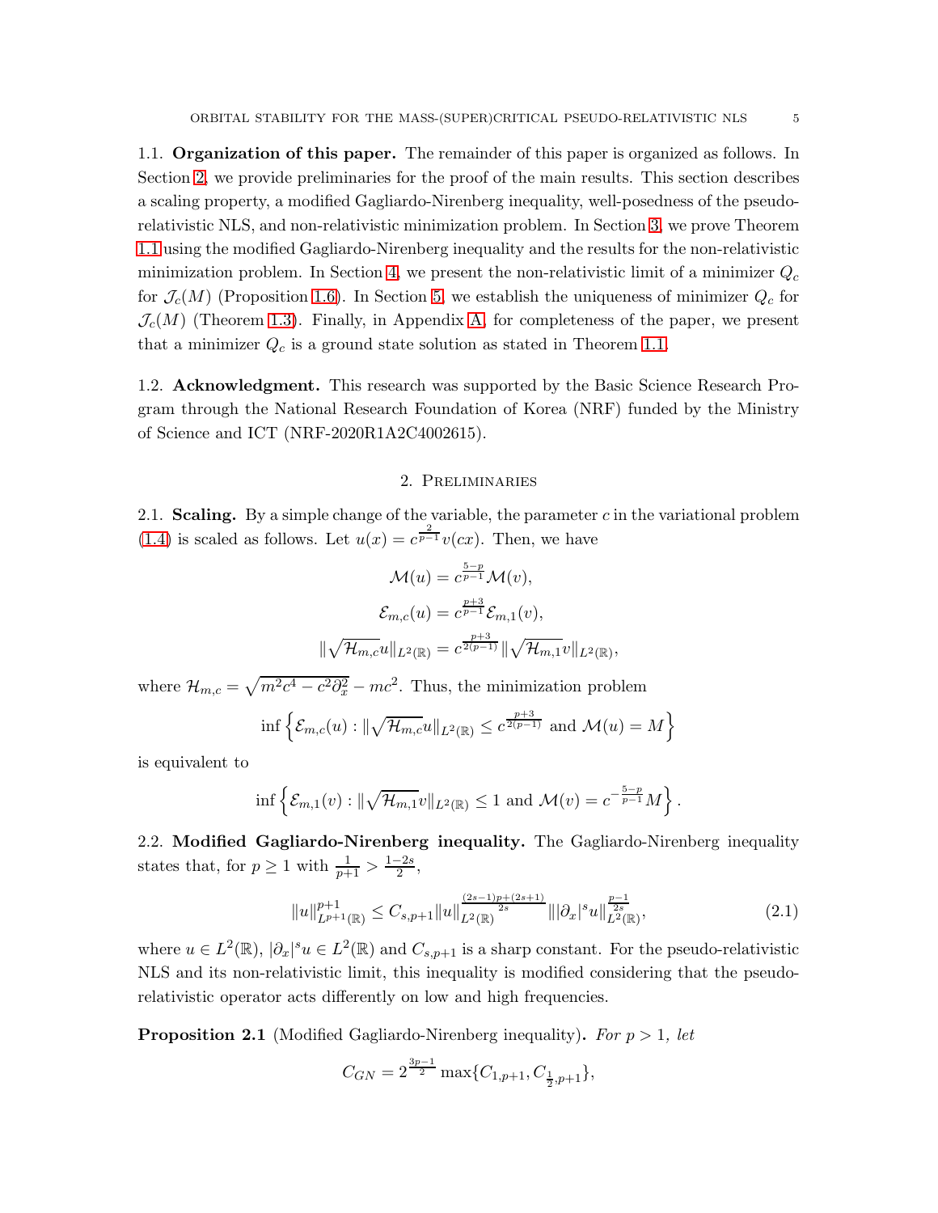1.1. **Organization of this paper.** The remainder of this paper is organized as follows. In Section 2, we provide preliminaries for the proof of the main results. This section describes a scaling property, a modified Gagliardo-Nirenberg inequality, well-posedness of the pseudo-relativistic NLS, and non-relativistic minimization problem. In Section 3, we prove Theorem 1.1 using the modified Gagliardo-Nirenberg inequality and the results for the non-relativistic minimization problem. In Section 4, we present the non-relativistic limit of a minimizer $Q_c$ for $\mathcal{J}_c(M)$ (Proposition 1.6). In Section 5, we establish the uniqueness of minimizer $Q_c$ for $\mathcal{J}_c(M)$ (Theorem 1.3). Finally, in Appendix A, for completeness of the paper, we present that a minimizer $Q_c$ is a ground state solution as stated in Theorem 1.1.

1.2. **Acknowledgment.** This research was supported by the Basic Science Research Program through the National Research Foundation of Korea (NRF) funded by the Ministry of Science and ICT (NRF-2020R1A2C4002615).

## 2. Preliminaries

2.1. **Scaling.** By a simple change of the variable, the parameter $c$ in the variational problem (1.4) is scaled as follows. Let $u(x) = c^{\frac{2}{p-1}} v(cx)$. Then, we have

$$\mathcal{M}(u) = c^{\frac{5-p}{p-1}} \mathcal{M}(v),$$

$$\mathcal{E}_{m,c}(u) = c^{\frac{p+3}{p-1}} \mathcal{E}_{m,1}(v),$$

$$\|\sqrt{\mathcal{H}_{m,c}} u\|_{L^2(\mathbb{R})} = c^{\frac{p+3}{2(p-1)}} \|\sqrt{\mathcal{H}_{m,1}} v\|_{L^2(\mathbb{R})},$$

where $\mathcal{H}_{m,c} = \sqrt{m^2 c^4 - c^2 \partial_x^2} - mc^2$. Thus, the minimization problem

$$\inf \left\{ \mathcal{E}_{m,c}(u) : \|\sqrt{\mathcal{H}_{m,c}} u\|_{L^2(\mathbb{R})} \leq c^{\frac{p+3}{2(p-1)}} \text{ and } \mathcal{M}(u) = M \right\}$$

is equivalent to

$$\inf \left\{ \mathcal{E}_{m,1}(v) : \|\sqrt{\mathcal{H}_{m,1}} v\|_{L^2(\mathbb{R})} \leq 1 \text{ and } \mathcal{M}(v) = c^{-\frac{5-p}{p-1}} M \right\}.$$

2.2. **Modified Gagliardo-Nirenberg inequality.** The Gagliardo-Nirenberg inequality states that, for $p \geq 1$ with $\frac{1}{p+1} > \frac{1-2s}{2}$,

$$\|u\|_{L^{p+1}(\mathbb{R})}^{p+1} \leq C_{s,p+1} \|u\|_{L^2(\mathbb{R})}^{\frac{(2s-1)p+(2s+1)}{2s}} \||\partial_x|^s u\|_{L^2(\mathbb{R})}^{\frac{p-1}{2s}}, \tag{2.1}$$

where $u \in L^2(\mathbb{R})$, $|\partial_x|^s u \in L^2(\mathbb{R})$ and $C_{s,p+1}$ is a sharp constant. For the pseudo-relativistic NLS and its non-relativistic limit, this inequality is modified considering that the pseudo-relativistic operator acts differently on low and high frequencies.

**Proposition 2.1** (Modified Gagliardo-Nirenberg inequality). *For $p > 1$, let*

$$C_{GN} = 2^{\frac{3p-1}{2}} \max\{C_{1,p+1}, C_{\frac{1}{2},p+1}\},$$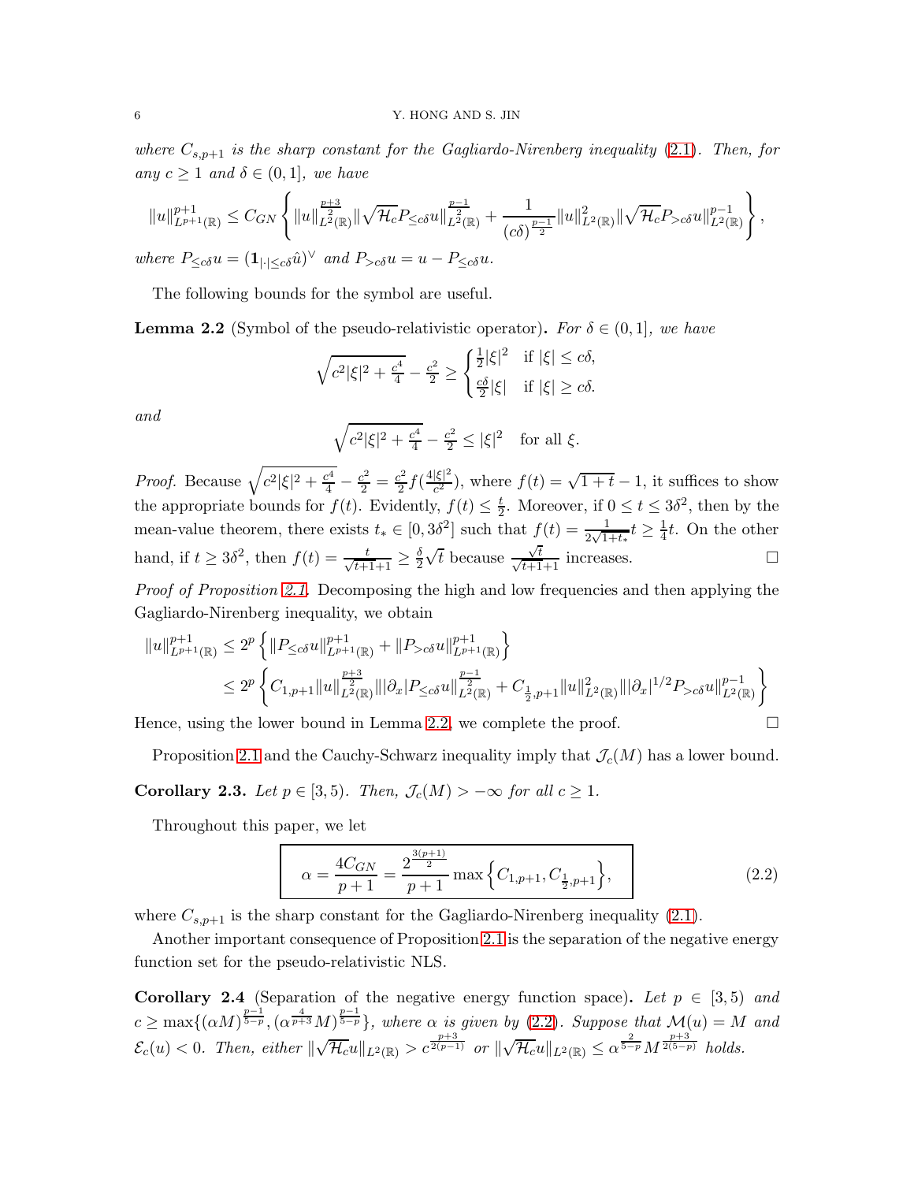*where $C_{s,p+1}$ is the sharp constant for the Gagliardo-Nirenberg inequality (2.1). Then, for any $c \geq 1$ and $\delta \in (0,1]$, we have*

$$\|u\|_{L^{p+1}(\mathbb{R})}^{p+1} \leq C_{GN}\left\{\|u\|_{L^2(\mathbb{R})}^{\frac{p+3}{2}}\|\sqrt{\mathcal{H}_c}P_{\leq c\delta}u\|_{L^2(\mathbb{R})}^{\frac{p-1}{2}} + \frac{1}{(c\delta)^{\frac{p-1}{2}}}\|u\|_{L^2(\mathbb{R})}^2\|\sqrt{\mathcal{H}_c}P_{>c\delta}u\|_{L^2(\mathbb{R})}^{p-1}\right\},$$

*where $P_{\leq c\delta}u = (\mathbf{1}_{|\cdot|\leq c\delta}\hat{u})^\vee$ and $P_{>c\delta}u = u - P_{\leq c\delta}u$.*

The following bounds for the symbol are useful.

**Lemma 2.2** (Symbol of the pseudo-relativistic operator)**.** *For $\delta \in (0,1]$, we have*

$$\sqrt{c^2|\xi|^2 + \tfrac{c^4}{4}} - \tfrac{c^2}{2} \geq \begin{cases} \frac{1}{2}|\xi|^2 & \text{if } |\xi| \leq c\delta, \\ \frac{c\delta}{2}|\xi| & \text{if } |\xi| \geq c\delta. \end{cases}$$

*and*

$$\sqrt{c^2|\xi|^2 + \tfrac{c^4}{4}} - \tfrac{c^2}{2} \leq |\xi|^2 \quad \text{for all } \xi.$$

*Proof.* Because $\sqrt{c^2|\xi|^2 + \frac{c^4}{4}} - \frac{c^2}{2} = \frac{c^2}{2}f(\frac{4|\xi|^2}{c^2})$, where $f(t) = \sqrt{1+t} - 1$, it suffices to show the appropriate bounds for $f(t)$. Evidently, $f(t) \leq \frac{t}{2}$. Moreover, if $0 \leq t \leq 3\delta^2$, then by the mean-value theorem, there exists $t_* \in [0, 3\delta^2]$ such that $f(t) = \frac{1}{2\sqrt{1+t_*}}t \geq \frac{1}{4}t$. On the other hand, if $t \geq 3\delta^2$, then $f(t) = \frac{t}{\sqrt{t+1}+1} \geq \frac{\delta}{2}\sqrt{t}$ because $\frac{\sqrt{t}}{\sqrt{t+1}+1}$ increases. □

*Proof of Proposition 2.1.* Decomposing the high and low frequencies and then applying the Gagliardo-Nirenberg inequality, we obtain

$$\begin{aligned} \|u\|_{L^{p+1}(\mathbb{R})}^{p+1} &\leq 2^p\left\{\|P_{\leq c\delta}u\|_{L^{p+1}(\mathbb{R})}^{p+1} + \|P_{>c\delta}u\|_{L^{p+1}(\mathbb{R})}^{p+1}\right\} \\ &\leq 2^p\left\{C_{1,p+1}\|u\|_{L^2(\mathbb{R})}^{\frac{p+3}{2}}\||\partial_x|P_{\leq c\delta}u\|_{L^2(\mathbb{R})}^{\frac{p-1}{2}} + C_{\frac{1}{2},p+1}\|u\|_{L^2(\mathbb{R})}^2\||\partial_x|^{1/2}P_{>c\delta}u\|_{L^2(\mathbb{R})}^{p-1}\right\} \end{aligned}$$

Hence, using the lower bound in Lemma 2.2, we complete the proof. □

Proposition 2.1 and the Cauchy-Schwarz inequality imply that $\mathcal{J}_c(M)$ has a lower bound.

**Corollary 2.3.** *Let $p \in [3,5)$. Then, $\mathcal{J}_c(M) > -\infty$ for all $c \geq 1$.*

Throughout this paper, we let

$$\boxed{\alpha = \frac{4C_{GN}}{p+1} = \frac{2^{\frac{3(p+1)}{2}}}{p+1}\max\left\{C_{1,p+1}, C_{\frac{1}{2},p+1}\right\},} \tag{2.2}$$

where $C_{s,p+1}$ is the sharp constant for the Gagliardo-Nirenberg inequality (2.1).

Another important consequence of Proposition 2.1 is the separation of the negative energy function set for the pseudo-relativistic NLS.

**Corollary 2.4** (Separation of the negative energy function space)**.** *Let $p \in [3,5)$ and $c \geq \max\{(\alpha M)^{\frac{p-1}{5-p}}, (\alpha^{\frac{4}{p+3}}M)^{\frac{p-1}{5-p}}\}$, where $\alpha$ is given by (2.2). Suppose that $\mathcal{M}(u) = M$ and $\mathcal{E}_c(u) < 0$. Then, either $\|\sqrt{\mathcal{H}_c}u\|_{L^2(\mathbb{R})} > c^{\frac{p+3}{2(p-1)}}$ or $\|\sqrt{\mathcal{H}_c}u\|_{L^2(\mathbb{R})} \leq \alpha^{\frac{2}{5-p}}M^{\frac{p+3}{2(5-p)}}$ holds.*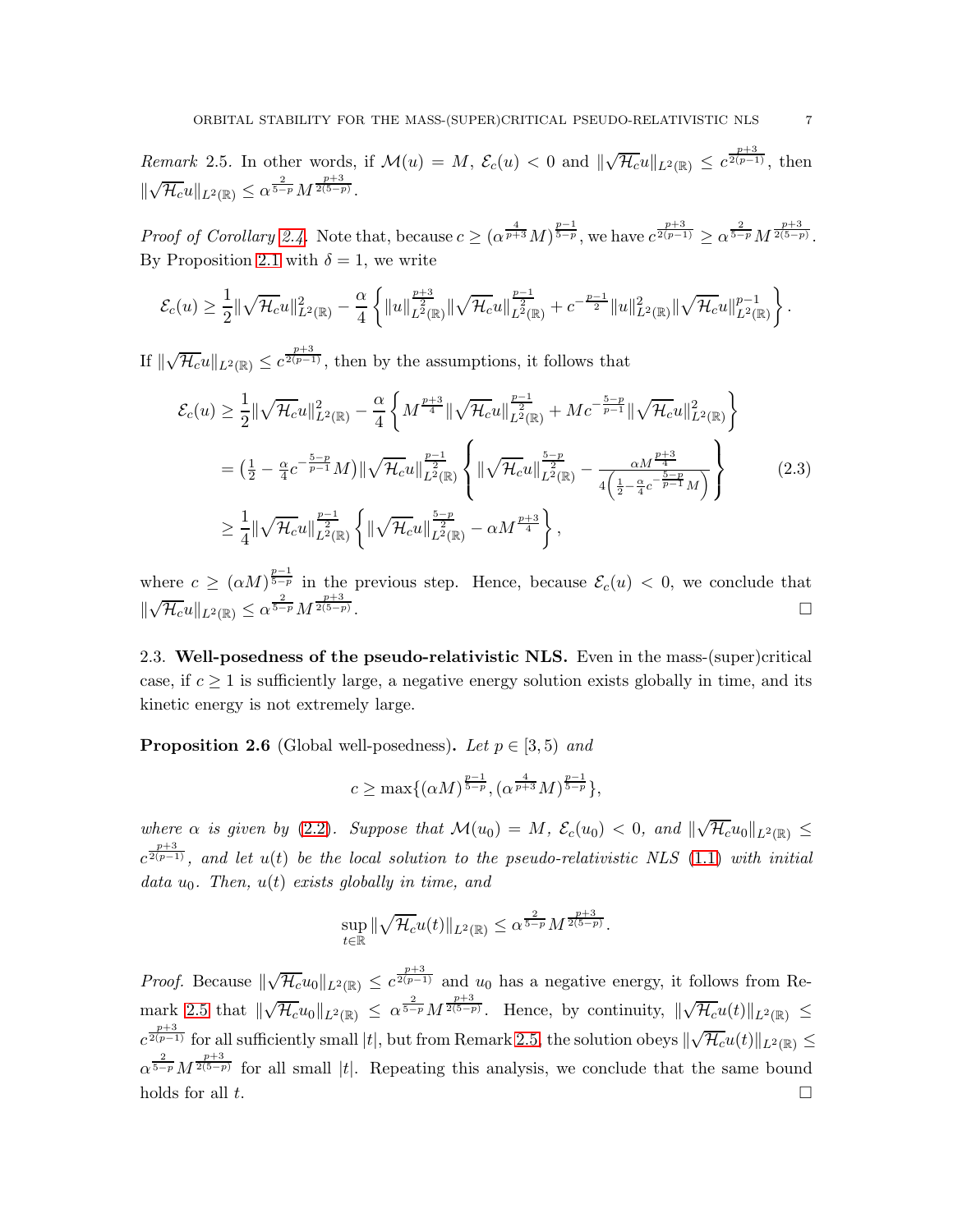*Remark* 2.5. In other words, if $\mathcal{M}(u) = M$, $\mathcal{E}_c(u) < 0$ and $\|\sqrt{\mathcal{H}_c}u\|_{L^2(\mathbb{R})} \leq c^{\frac{p+3}{2(p-1)}}$, then $\|\sqrt{\mathcal{H}_c}u\|_{L^2(\mathbb{R})} \leq \alpha^{\frac{2}{5-p}} M^{\frac{p+3}{2(5-p)}}$.

*Proof of Corollary 2.4.* Note that, because $c \geq (\alpha^{\frac{4}{p+3}}M)^{\frac{p-1}{5-p}}$, we have $c^{\frac{p+3}{2(p-1)}} \geq \alpha^{\frac{2}{5-p}} M^{\frac{p+3}{2(5-p)}}$. By Proposition 2.1 with $\delta = 1$, we write

$$\mathcal{E}_c(u) \geq \frac{1}{2}\|\sqrt{\mathcal{H}_c}u\|_{L^2(\mathbb{R})}^2 - \frac{\alpha}{4}\left\{\|u\|_{L^2(\mathbb{R})}^{\frac{p+3}{2}}\|\sqrt{\mathcal{H}_c}u\|_{L^2(\mathbb{R})}^{\frac{p-1}{2}} + c^{-\frac{p-1}{2}}\|u\|_{L^2(\mathbb{R})}^2\|\sqrt{\mathcal{H}_c}u\|_{L^2(\mathbb{R})}^{p-1}\right\}.$$

If $\|\sqrt{\mathcal{H}_c}u\|_{L^2(\mathbb{R})} \leq c^{\frac{p+3}{2(p-1)}}$, then by the assumptions, it follows that

$$\begin{aligned}
\mathcal{E}_c(u) &\geq \frac{1}{2}\|\sqrt{\mathcal{H}_c}u\|_{L^2(\mathbb{R})}^2 - \frac{\alpha}{4}\left\{M^{\frac{p+3}{4}}\|\sqrt{\mathcal{H}_c}u\|_{L^2(\mathbb{R})}^{\frac{p-1}{2}} + Mc^{-\frac{5-p}{p-1}}\|\sqrt{\mathcal{H}_c}u\|_{L^2(\mathbb{R})}^2\right\} \\
&= \left(\tfrac{1}{2} - \tfrac{\alpha}{4}c^{-\frac{5-p}{p-1}}M\right)\|\sqrt{\mathcal{H}_c}u\|_{L^2(\mathbb{R})}^{\frac{p-1}{2}}\left\{\|\sqrt{\mathcal{H}_c}u\|_{L^2(\mathbb{R})}^{\frac{5-p}{2}} - \frac{\alpha M^{\frac{p+3}{4}}}{4\left(\frac{1}{2} - \frac{\alpha}{4}c^{-\frac{5-p}{p-1}}M\right)}\right\} \qquad (2.3)\\
&\geq \frac{1}{4}\|\sqrt{\mathcal{H}_c}u\|_{L^2(\mathbb{R})}^{\frac{p-1}{2}}\left\{\|\sqrt{\mathcal{H}_c}u\|_{L^2(\mathbb{R})}^{\frac{5-p}{2}} - \alpha M^{\frac{p+3}{4}}\right\},
\end{aligned}$$

where $c \geq (\alpha M)^{\frac{p-1}{5-p}}$ in the previous step. Hence, because $\mathcal{E}_c(u) < 0$, we conclude that $\|\sqrt{\mathcal{H}_c}u\|_{L^2(\mathbb{R})} \leq \alpha^{\frac{2}{5-p}} M^{\frac{p+3}{2(5-p)}}$. □

2.3. **Well-posedness of the pseudo-relativistic NLS.** Even in the mass-(super)critical case, if $c \geq 1$ is sufficiently large, a negative energy solution exists globally in time, and its kinetic energy is not extremely large.

**Proposition 2.6** (Global well-posedness)**.** *Let $p \in [3, 5)$ and*

$$c \geq \max\{(\alpha M)^{\frac{p-1}{5-p}}, (\alpha^{\frac{4}{p+3}}M)^{\frac{p-1}{5-p}}\},$$

*where $\alpha$ is given by (2.2). Suppose that $\mathcal{M}(u_0) = M$, $\mathcal{E}_c(u_0) < 0$, and $\|\sqrt{\mathcal{H}_c}u_0\|_{L^2(\mathbb{R})} \leq c^{\frac{p+3}{2(p-1)}}$, and let $u(t)$ be the local solution to the pseudo-relativistic NLS (1.1) with initial data $u_0$. Then, $u(t)$ exists globally in time, and*

$$\sup_{t\in\mathbb{R}}\|\sqrt{\mathcal{H}_c}u(t)\|_{L^2(\mathbb{R})} \leq \alpha^{\frac{2}{5-p}} M^{\frac{p+3}{2(5-p)}}.$$

*Proof.* Because $\|\sqrt{\mathcal{H}_c}u_0\|_{L^2(\mathbb{R})} \leq c^{\frac{p+3}{2(p-1)}}$ and $u_0$ has a negative energy, it follows from Remark 2.5 that $\|\sqrt{\mathcal{H}_c}u_0\|_{L^2(\mathbb{R})} \leq \alpha^{\frac{2}{5-p}} M^{\frac{p+3}{2(5-p)}}$. Hence, by continuity, $\|\sqrt{\mathcal{H}_c}u(t)\|_{L^2(\mathbb{R})} \leq c^{\frac{p+3}{2(p-1)}}$ for all sufficiently small $|t|$, but from Remark 2.5, the solution obeys $\|\sqrt{\mathcal{H}_c}u(t)\|_{L^2(\mathbb{R})} \leq \alpha^{\frac{2}{5-p}} M^{\frac{p+3}{2(5-p)}}$ for all small $|t|$. Repeating this analysis, we conclude that the same bound holds for all $t$. □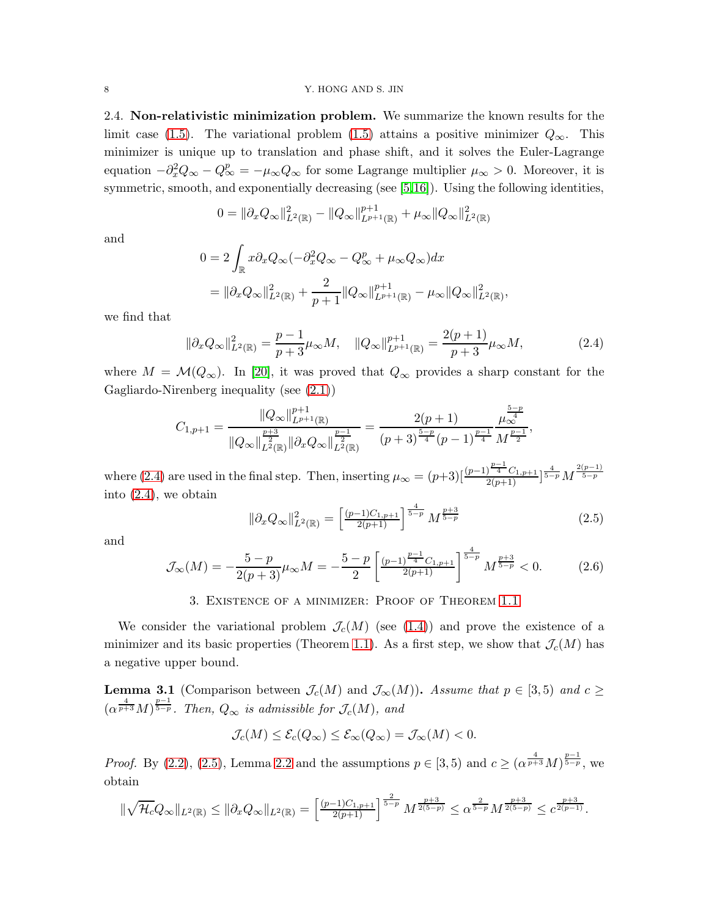2.4. **Non-relativistic minimization problem.** We summarize the known results for the limit case (1.5). The variational problem (1.5) attains a positive minimizer $Q_\infty$. This minimizer is unique up to translation and phase shift, and it solves the Euler-Lagrange equation $-\partial_x^2 Q_\infty - Q_\infty^p = -\mu_\infty Q_\infty$ for some Lagrange multiplier $\mu_\infty > 0$. Moreover, it is symmetric, smooth, and exponentially decreasing (see [5,16]). Using the following identities,

$$0 = \|\partial_x Q_\infty\|_{L^2(\mathbb{R})}^2 - \|Q_\infty\|_{L^{p+1}(\mathbb{R})}^{p+1} + \mu_\infty \|Q_\infty\|_{L^2(\mathbb{R})}^2$$

and

$$\begin{aligned} 0 &= 2\int_{\mathbb{R}} x\partial_x Q_\infty(-\partial_x^2 Q_\infty - Q_\infty^p + \mu_\infty Q_\infty)dx \\ &= \|\partial_x Q_\infty\|_{L^2(\mathbb{R})}^2 + \frac{2}{p+1}\|Q_\infty\|_{L^{p+1}(\mathbb{R})}^{p+1} - \mu_\infty \|Q_\infty\|_{L^2(\mathbb{R})}^2, \end{aligned}$$

we find that

$$\|\partial_x Q_\infty\|_{L^2(\mathbb{R})}^2 = \frac{p-1}{p+3}\mu_\infty M, \quad \|Q_\infty\|_{L^{p+1}(\mathbb{R})}^{p+1} = \frac{2(p+1)}{p+3}\mu_\infty M, \tag{2.4}$$

where $M = \mathcal{M}(Q_\infty)$. In [20], it was proved that $Q_\infty$ provides a sharp constant for the Gagliardo-Nirenberg inequality (see (2.1))

$$C_{1,p+1} = \frac{\|Q_\infty\|_{L^{p+1}(\mathbb{R})}^{p+1}}{\|Q_\infty\|_{L^2(\mathbb{R})}^{\frac{p+3}{2}}\|\partial_x Q_\infty\|_{L^2(\mathbb{R})}^{\frac{p-1}{2}}} = \frac{2(p+1)}{(p+3)^{\frac{5-p}{4}}(p-1)^{\frac{p-1}{4}}}\frac{\mu_\infty^{\frac{5-p}{4}}}{M^{\frac{p-1}{2}}},$$

where (2.4) are used in the final step. Then, inserting $\mu_\infty = (p+3)[\frac{(p-1)^{\frac{p-1}{4}}C_{1,p+1}}{2(p+1)}]^{\frac{4}{5-p}} M^{\frac{2(p-1)}{5-p}}$ into (2.4), we obtain

$$\|\partial_x Q_\infty\|_{L^2(\mathbb{R})}^2 = \left[\tfrac{(p-1)C_{1,p+1}}{2(p+1)}\right]^{\frac{4}{5-p}} M^{\frac{p+3}{5-p}} \tag{2.5}$$

and

$$\mathcal{J}_\infty(M) = -\frac{5-p}{2(p+3)}\mu_\infty M = -\frac{5-p}{2}\left[\tfrac{(p-1)^{\frac{p-1}{4}}C_{1,p+1}}{2(p+1)}\right]^{\frac{4}{5-p}} M^{\frac{p+3}{5-p}} < 0. \tag{2.6}$$

## 3. Existence of a minimizer: Proof of Theorem 1.1

We consider the variational problem $\mathcal{J}_c(M)$ (see (1.4)) and prove the existence of a minimizer and its basic properties (Theorem 1.1). As a first step, we show that $\mathcal{J}_c(M)$ has a negative upper bound.

**Lemma 3.1** (Comparison between $\mathcal{J}_c(M)$ and $\mathcal{J}_\infty(M)$)**.** *Assume that $p \in [3,5)$ and $c \geq (\alpha^{\frac{4}{p+3}}M)^{\frac{p-1}{5-p}}$. Then, $Q_\infty$ is admissible for $\mathcal{J}_c(M)$, and*

$$\mathcal{J}_c(M) \leq \mathcal{E}_c(Q_\infty) \leq \mathcal{E}_\infty(Q_\infty) = \mathcal{J}_\infty(M) < 0.$$

*Proof.* By (2.2), (2.5), Lemma 2.2 and the assumptions $p \in [3,5)$ and $c \geq (\alpha^{\frac{4}{p+3}}M)^{\frac{p-1}{5-p}}$, we obtain

$$\|\sqrt{\mathcal{H}_c}Q_\infty\|_{L^2(\mathbb{R})} \leq \|\partial_x Q_\infty\|_{L^2(\mathbb{R})} = \left[\tfrac{(p-1)C_{1,p+1}}{2(p+1)}\right]^{\frac{2}{5-p}} M^{\frac{p+3}{2(5-p)}} \leq \alpha^{\frac{2}{5-p}} M^{\frac{p+3}{2(5-p)}} \leq c^{\frac{p+3}{2(p-1)}}.$$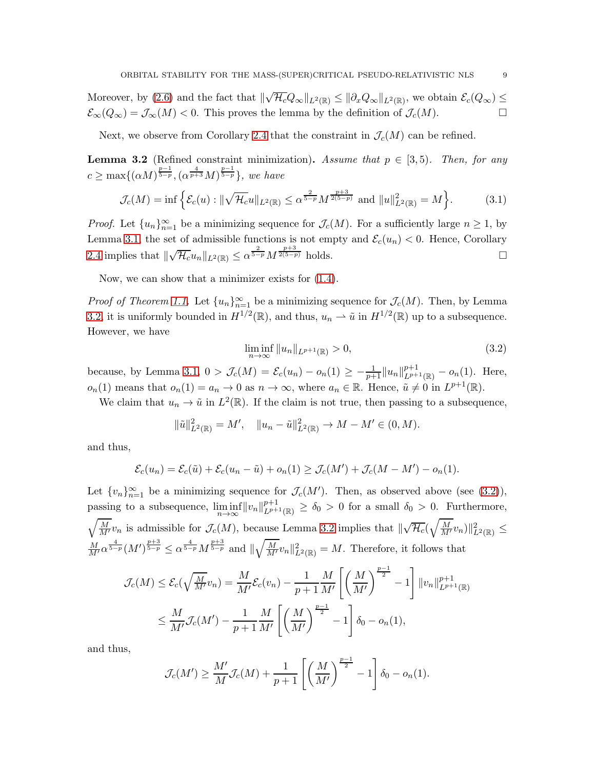Moreover, by (2.6) and the fact that $\|\sqrt{\mathcal{H}_c}Q_\infty\|_{L^2(\mathbb{R})} \leq \|\partial_x Q_\infty\|_{L^2(\mathbb{R})}$, we obtain $\mathcal{E}_c(Q_\infty) \leq \mathcal{E}_\infty(Q_\infty) = \mathcal{J}_\infty(M) < 0$. This proves the lemma by the definition of $\mathcal{J}_c(M)$. $\square$

Next, we observe from Corollary 2.4 that the constraint in $\mathcal{J}_c(M)$ can be refined.

**Lemma 3.2** (Refined constraint minimization)**.** *Assume that $p \in [3,5)$. Then, for any $c \geq \max\{(\alpha M)^{\frac{p-1}{5-p}}, (\alpha^{\frac{4}{p+3}} M)^{\frac{p-1}{5-p}}\}$, we have*

$$\mathcal{J}_c(M) = \inf\Big\{\mathcal{E}_c(u) : \|\sqrt{\mathcal{H}_c}u\|_{L^2(\mathbb{R})} \leq \alpha^{\frac{2}{5-p}} M^{\frac{p+3}{2(5-p)}} \text{ and } \|u\|_{L^2(\mathbb{R})}^2 = M\Big\}. \tag{3.1}$$

*Proof.* Let $\{u_n\}_{n=1}^\infty$ be a minimizing sequence for $\mathcal{J}_c(M)$. For a sufficiently large $n \geq 1$, by Lemma 3.1, the set of admissible functions is not empty and $\mathcal{E}_c(u_n) < 0$. Hence, Corollary 2.4 implies that $\|\sqrt{\mathcal{H}_c}u_n\|_{L^2(\mathbb{R})} \leq \alpha^{\frac{2}{5-p}} M^{\frac{p+3}{2(5-p)}}$ holds. $\square$

Now, we can show that a minimizer exists for (1.4).

*Proof of Theorem 1.1.* Let $\{u_n\}_{n=1}^\infty$ be a minimizing sequence for $\mathcal{J}_c(M)$. Then, by Lemma 3.2, it is uniformly bounded in $H^{1/2}(\mathbb{R})$, and thus, $u_n \rightharpoonup \tilde{u}$ in $H^{1/2}(\mathbb{R})$ up to a subsequence. However, we have

$$\liminf_{n\to\infty} \|u_n\|_{L^{p+1}(\mathbb{R})} > 0, \tag{3.2}$$

because, by Lemma 3.1, $0 > \mathcal{J}_c(M) = \mathcal{E}_c(u_n) - o_n(1) \geq -\frac{1}{p+1}\|u_n\|_{L^{p+1}(\mathbb{R})}^{p+1} - o_n(1)$. Here, $o_n(1)$ means that $o_n(1) = a_n \to 0$ as $n \to \infty$, where $a_n \in \mathbb{R}$. Hence, $\tilde{u} \neq 0$ in $L^{p+1}(\mathbb{R})$.

We claim that $u_n \to \tilde{u}$ in $L^2(\mathbb{R})$. If the claim is not true, then passing to a subsequence,

$$\|\tilde{u}\|_{L^2(\mathbb{R})}^2 = M', \quad \|u_n - \tilde{u}\|_{L^2(\mathbb{R})}^2 \to M - M' \in (0, M).$$

and thus,

$$\mathcal{E}_c(u_n) = \mathcal{E}_c(\tilde{u}) + \mathcal{E}_c(u_n - \tilde{u}) + o_n(1) \geq \mathcal{J}_c(M') + \mathcal{J}_c(M - M') - o_n(1).$$

Let $\{v_n\}_{n=1}^\infty$ be a minimizing sequence for $\mathcal{J}_c(M')$. Then, as observed above (see (3.2)), passing to a subsequence, $\liminf_{n\to\infty}\|v_n\|_{L^{p+1}(\mathbb{R})}^{p+1} \geq \delta_0 > 0$ for a small $\delta_0 > 0$. Furthermore, $\sqrt{\frac{M}{M'}}v_n$ is admissible for $\mathcal{J}_c(M)$, because Lemma 3.2 implies that $\|\sqrt{\mathcal{H}_c}(\sqrt{\frac{M}{M'}}v_n)\|_{L^2(\mathbb{R})}^2 \leq \frac{M}{M'}\alpha^{\frac{4}{5-p}}(M')^{\frac{p+3}{5-p}} \leq \alpha^{\frac{4}{5-p}} M^{\frac{p+3}{5-p}}$ and $\|\sqrt{\frac{M}{M'}}v_n\|_{L^2(\mathbb{R})}^2 = M$. Therefore, it follows that

$$\begin{aligned}
\mathcal{J}_c(M) \leq \mathcal{E}_c(\sqrt{\tfrac{M}{M'}}v_n) &= \frac{M}{M'}\mathcal{E}_c(v_n) - \frac{1}{p+1}\frac{M}{M'}\left[\left(\frac{M}{M'}\right)^{\frac{p-1}{2}} - 1\right]\|v_n\|_{L^{p+1}(\mathbb{R})}^{p+1} \\
&\leq \frac{M}{M'}\mathcal{J}_c(M') - \frac{1}{p+1}\frac{M}{M'}\left[\left(\frac{M}{M'}\right)^{\frac{p-1}{2}} - 1\right]\delta_0 - o_n(1),
\end{aligned}$$

and thus,

$$\mathcal{J}_c(M') \geq \frac{M'}{M}\mathcal{J}_c(M) + \frac{1}{p+1}\left[\left(\frac{M}{M'}\right)^{\frac{p-1}{2}} - 1\right]\delta_0 - o_n(1).$$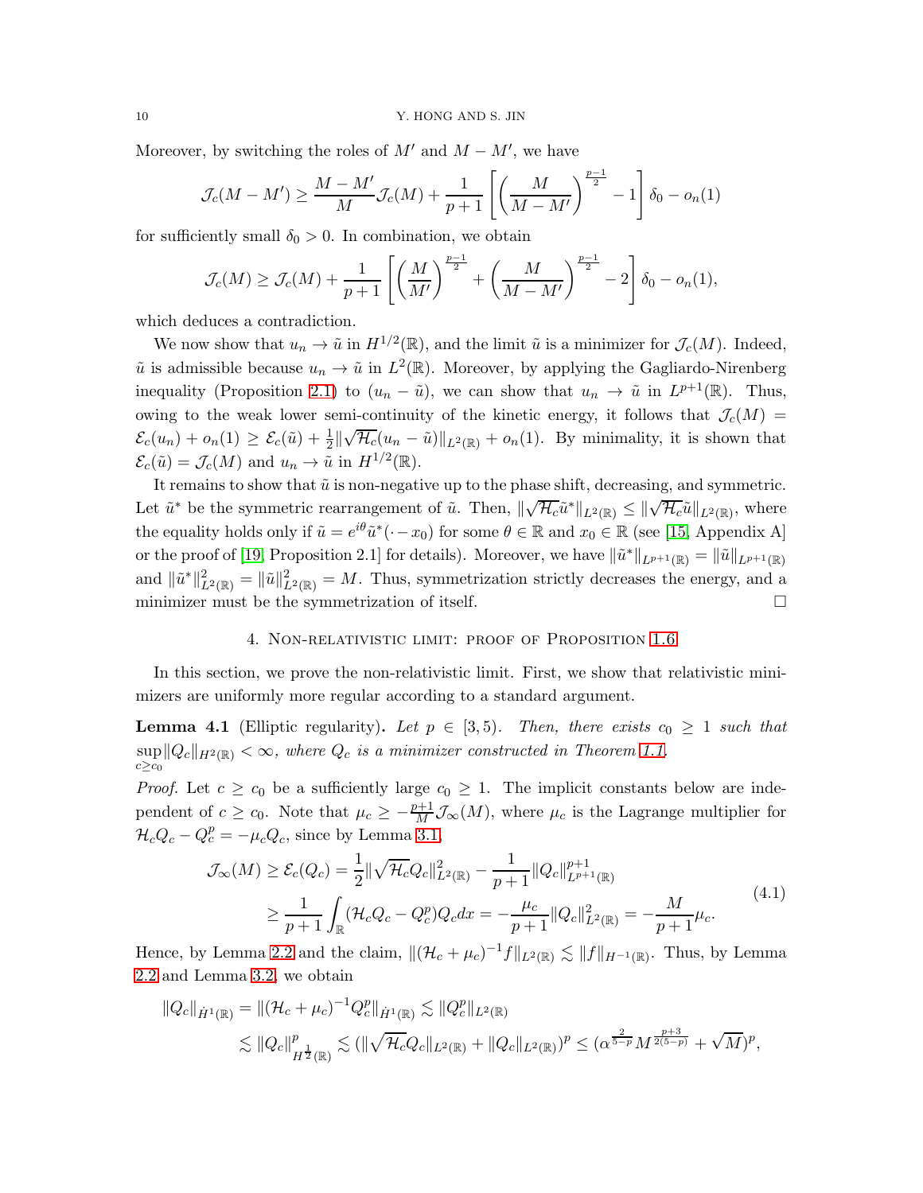Moreover, by switching the roles of $M'$ and $M-M'$, we have

$$\mathcal{J}_c(M-M') \geq \frac{M-M'}{M}\mathcal{J}_c(M) + \frac{1}{p+1}\left[\left(\frac{M}{M-M'}\right)^{\frac{p-1}{2}} - 1\right]\delta_0 - o_n(1)$$

for sufficiently small $\delta_0 > 0$. In combination, we obtain

$$\mathcal{J}_c(M) \geq \mathcal{J}_c(M) + \frac{1}{p+1}\left[\left(\frac{M}{M'}\right)^{\frac{p-1}{2}} + \left(\frac{M}{M-M'}\right)^{\frac{p-1}{2}} - 2\right]\delta_0 - o_n(1),$$

which deduces a contradiction.

We now show that $u_n \to \tilde{u}$ in $H^{1/2}(\mathbb{R})$, and the limit $\tilde{u}$ is a minimizer for $\mathcal{J}_c(M)$. Indeed, $\tilde{u}$ is admissible because $u_n \to \tilde{u}$ in $L^2(\mathbb{R})$. Moreover, by applying the Gagliardo-Nirenberg inequality (Proposition 2.1) to $(u_n - \tilde{u})$, we can show that $u_n \to \tilde{u}$ in $L^{p+1}(\mathbb{R})$. Thus, owing to the weak lower semi-continuity of the kinetic energy, it follows that $\mathcal{J}_c(M) = \mathcal{E}_c(u_n) + o_n(1) \geq \mathcal{E}_c(\tilde{u}) + \frac{1}{2}\|\sqrt{\mathcal{H}_c}(u_n - \tilde{u})\|_{L^2(\mathbb{R})} + o_n(1)$. By minimality, it is shown that $\mathcal{E}_c(\tilde{u}) = \mathcal{J}_c(M)$ and $u_n \to \tilde{u}$ in $H^{1/2}(\mathbb{R})$.

It remains to show that $\tilde{u}$ is non-negative up to the phase shift, decreasing, and symmetric. Let $\tilde{u}^*$ be the symmetric rearrangement of $\tilde{u}$. Then, $\|\sqrt{\mathcal{H}_c}\tilde{u}^*\|_{L^2(\mathbb{R})} \leq \|\sqrt{\mathcal{H}_c}\tilde{u}\|_{L^2(\mathbb{R})}$, where the equality holds only if $\tilde{u} = e^{i\theta}\tilde{u}^*(\cdot - x_0)$ for some $\theta \in \mathbb{R}$ and $x_0 \in \mathbb{R}$ (see [15, Appendix A] or the proof of [19, Proposition 2.1] for details). Moreover, we have $\|\tilde{u}^*\|_{L^{p+1}(\mathbb{R})} = \|\tilde{u}\|_{L^{p+1}(\mathbb{R})}$ and $\|\tilde{u}^*\|_{L^2(\mathbb{R})}^2 = \|\tilde{u}\|_{L^2(\mathbb{R})}^2 = M$. Thus, symmetrization strictly decreases the energy, and a minimizer must be the symmetrization of itself. $\square$

## 4. Non-relativistic limit: proof of Proposition 1.6

In this section, we prove the non-relativistic limit. First, we show that relativistic minimizers are uniformly more regular according to a standard argument.

**Lemma 4.1** (Elliptic regularity). *Let $p \in [3,5)$. Then, there exists $c_0 \geq 1$ such that $\sup_{c \geq c_0}\|Q_c\|_{H^2(\mathbb{R})} < \infty$, where $Q_c$ is a minimizer constructed in Theorem 1.1.*

*Proof.* Let $c \geq c_0$ be a sufficiently large $c_0 \geq 1$. The implicit constants below are independent of $c \geq c_0$. Note that $\mu_c \geq -\frac{p+1}{M}\mathcal{J}_\infty(M)$, where $\mu_c$ is the Lagrange multiplier for $\mathcal{H}_c Q_c - Q_c^p = -\mu_c Q_c$, since by Lemma 3.1,

$$\begin{aligned}\mathcal{J}_\infty(M) \geq \mathcal{E}_c(Q_c) &= \frac{1}{2}\|\sqrt{\mathcal{H}_c}Q_c\|_{L^2(\mathbb{R})}^2 - \frac{1}{p+1}\|Q_c\|_{L^{p+1}(\mathbb{R})}^{p+1} \\ &\geq \frac{1}{p+1}\int_{\mathbb{R}}(\mathcal{H}_c Q_c - Q_c^p)Q_c dx = -\frac{\mu_c}{p+1}\|Q_c\|_{L^2(\mathbb{R})}^2 = -\frac{M}{p+1}\mu_c.\end{aligned} \tag{4.1}$$

Hence, by Lemma 2.2 and the claim, $\|(\mathcal{H}_c + \mu_c)^{-1}f\|_{L^2(\mathbb{R})} \lesssim \|f\|_{H^{-1}(\mathbb{R})}$. Thus, by Lemma 2.2 and Lemma 3.2, we obtain

$$\begin{aligned}\|Q_c\|_{\dot{H}^1(\mathbb{R})} &= \|(\mathcal{H}_c + \mu_c)^{-1}Q_c^p\|_{\dot{H}^1(\mathbb{R})} \lesssim \|Q_c^p\|_{L^2(\mathbb{R})} \\ &\lesssim \|Q_c\|_{H^{\frac{1}{2}}(\mathbb{R})}^p \lesssim (\|\sqrt{\mathcal{H}_c}Q_c\|_{L^2(\mathbb{R})} + \|Q_c\|_{L^2(\mathbb{R})})^p \leq (\alpha^{\frac{2}{5-p}}M^{\frac{p+3}{2(5-p)}} + \sqrt{M})^p,\end{aligned}$$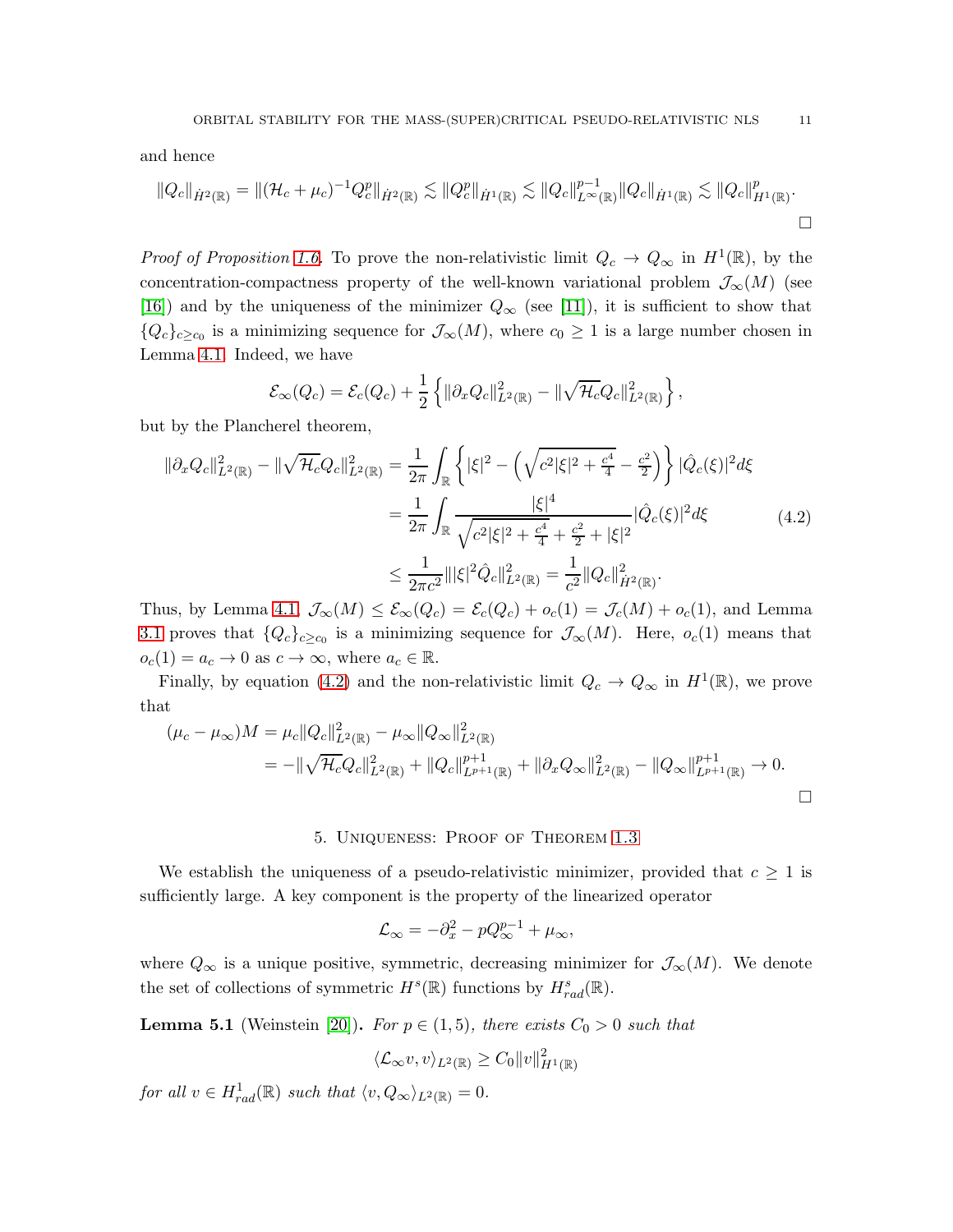and hence

$$\|Q_c\|_{\dot{H}^2(\mathbb{R})} = \|(\mathcal{H}_c + \mu_c)^{-1} Q_c^p\|_{\dot{H}^2(\mathbb{R})} \lesssim \|Q_c^p\|_{\dot{H}^1(\mathbb{R})} \lesssim \|Q_c\|_{L^\infty(\mathbb{R})}^{p-1} \|Q_c\|_{\dot{H}^1(\mathbb{R})} \lesssim \|Q_c\|_{H^1(\mathbb{R})}^p.$$

□

*Proof of Proposition 1.6.* To prove the non-relativistic limit $Q_c \to Q_\infty$ in $H^1(\mathbb{R})$, by the concentration-compactness property of the well-known variational problem $\mathcal{J}_\infty(M)$ (see [16]) and by the uniqueness of the minimizer $Q_\infty$ (see [11]), it is sufficient to show that $\{Q_c\}_{c \geq c_0}$ is a minimizing sequence for $\mathcal{J}_\infty(M)$, where $c_0 \geq 1$ is a large number chosen in Lemma 4.1. Indeed, we have

$$\mathcal{E}_\infty(Q_c) = \mathcal{E}_c(Q_c) + \frac{1}{2}\left\{\|\partial_x Q_c\|_{L^2(\mathbb{R})}^2 - \|\sqrt{\mathcal{H}_c} Q_c\|_{L^2(\mathbb{R})}^2\right\},$$

but by the Plancherel theorem,

$$\begin{aligned}
\|\partial_x Q_c\|_{L^2(\mathbb{R})}^2 - \|\sqrt{\mathcal{H}_c} Q_c\|_{L^2(\mathbb{R})}^2 &= \frac{1}{2\pi}\int_{\mathbb{R}} \left\{|\xi|^2 - \left(\sqrt{c^2|\xi|^2 + \tfrac{c^4}{4}} - \tfrac{c^2}{2}\right)\right\} |\hat{Q}_c(\xi)|^2 d\xi \\
&= \frac{1}{2\pi}\int_{\mathbb{R}} \frac{|\xi|^4}{\sqrt{c^2|\xi|^2 + \frac{c^4}{4}} + \frac{c^2}{2} + |\xi|^2} |\hat{Q}_c(\xi)|^2 d\xi \qquad (4.2) \\
&\leq \frac{1}{2\pi c^2}\||\xi|^2 \hat{Q}_c\|_{L^2(\mathbb{R})}^2 = \frac{1}{c^2}\|Q_c\|_{\dot{H}^2(\mathbb{R})}^2.
\end{aligned}$$

Thus, by Lemma 4.1, $\mathcal{J}_\infty(M) \leq \mathcal{E}_\infty(Q_c) = \mathcal{E}_c(Q_c) + o_c(1) = \mathcal{J}_c(M) + o_c(1)$, and Lemma 3.1 proves that $\{Q_c\}_{c \geq c_0}$ is a minimizing sequence for $\mathcal{J}_\infty(M)$. Here, $o_c(1)$ means that $o_c(1) = a_c \to 0$ as $c \to \infty$, where $a_c \in \mathbb{R}$.

Finally, by equation (4.2) and the non-relativistic limit $Q_c \to Q_\infty$ in $H^1(\mathbb{R})$, we prove that

$$\begin{aligned}
(\mu_c - \mu_\infty)M &= \mu_c\|Q_c\|_{L^2(\mathbb{R})}^2 - \mu_\infty\|Q_\infty\|_{L^2(\mathbb{R})}^2 \\
&= -\|\sqrt{\mathcal{H}_c} Q_c\|_{L^2(\mathbb{R})}^2 + \|Q_c\|_{L^{p+1}(\mathbb{R})}^{p+1} + \|\partial_x Q_\infty\|_{L^2(\mathbb{R})}^2 - \|Q_\infty\|_{L^{p+1}(\mathbb{R})}^{p+1} \to 0.
\end{aligned}$$

□

## 5. Uniqueness: Proof of Theorem 1.3

We establish the uniqueness of a pseudo-relativistic minimizer, provided that $c \geq 1$ is sufficiently large. A key component is the property of the linearized operator

$$\mathcal{L}_\infty = -\partial_x^2 - pQ_\infty^{p-1} + \mu_\infty,$$

where $Q_\infty$ is a unique positive, symmetric, decreasing minimizer for $\mathcal{J}_\infty(M)$. We denote the set of collections of symmetric $H^s(\mathbb{R})$ functions by $H^s_{rad}(\mathbb{R})$.

**Lemma 5.1** (Weinstein [20])**.** *For $p \in (1,5)$, there exists $C_0 > 0$ such that*

$$\langle \mathcal{L}_\infty v, v\rangle_{L^2(\mathbb{R})} \geq C_0\|v\|_{H^1(\mathbb{R})}^2$$

*for all $v \in H^1_{rad}(\mathbb{R})$ such that $\langle v, Q_\infty\rangle_{L^2(\mathbb{R})} = 0$.*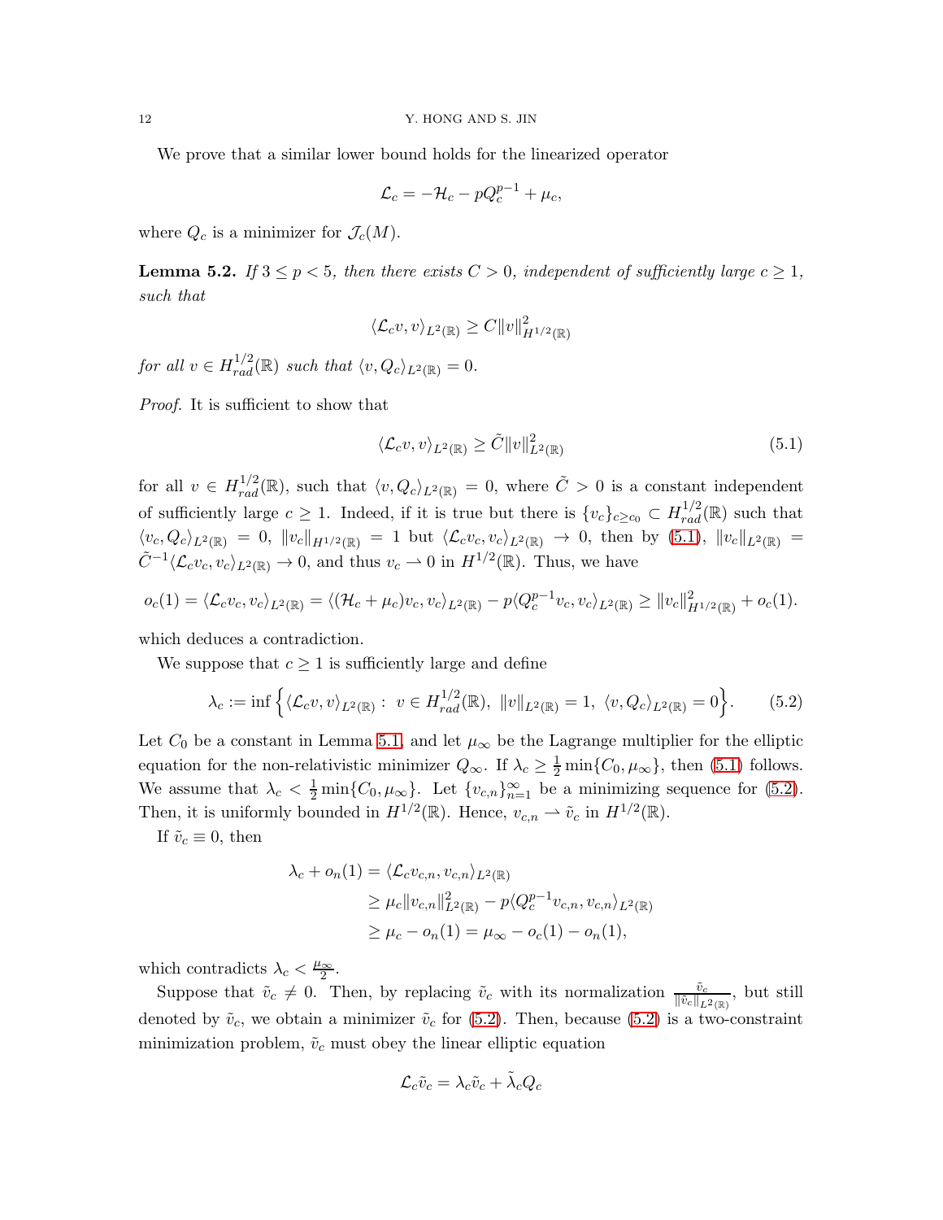We prove that a similar lower bound holds for the linearized operator

$$\mathcal{L}_c = -\mathcal{H}_c - pQ_c^{p-1} + \mu_c,$$

where $Q_c$ is a minimizer for $\mathcal{J}_c(M)$.

**Lemma 5.2.** *If $3 \leq p < 5$, then there exists $C > 0$, independent of sufficiently large $c \geq 1$, such that*

$$\langle \mathcal{L}_c v, v\rangle_{L^2(\mathbb{R})} \geq C\|v\|_{H^{1/2}(\mathbb{R})}^2$$

*for all $v \in H^{1/2}_{rad}(\mathbb{R})$ such that $\langle v, Q_c\rangle_{L^2(\mathbb{R})} = 0$.*

*Proof.* It is sufficient to show that

$$\langle \mathcal{L}_c v, v\rangle_{L^2(\mathbb{R})} \geq \tilde{C}\|v\|_{L^2(\mathbb{R})}^2 \tag{5.1}$$

for all $v \in H^{1/2}_{rad}(\mathbb{R})$, such that $\langle v, Q_c\rangle_{L^2(\mathbb{R})} = 0$, where $\tilde{C} > 0$ is a constant independent of sufficiently large $c \geq 1$. Indeed, if it is true but there is $\{v_c\}_{c\geq c_0} \subset H^{1/2}_{rad}(\mathbb{R})$ such that $\langle v_c, Q_c\rangle_{L^2(\mathbb{R})} = 0$, $\|v_c\|_{H^{1/2}(\mathbb{R})} = 1$ but $\langle \mathcal{L}_c v_c, v_c\rangle_{L^2(\mathbb{R})} \to 0$, then by (5.1), $\|v_c\|_{L^2(\mathbb{R})} = \tilde{C}^{-1}\langle \mathcal{L}_c v_c, v_c\rangle_{L^2(\mathbb{R})} \to 0$, and thus $v_c \rightharpoonup 0$ in $H^{1/2}(\mathbb{R})$. Thus, we have

$$o_c(1) = \langle \mathcal{L}_c v_c, v_c\rangle_{L^2(\mathbb{R})} = \langle (\mathcal{H}_c + \mu_c)v_c, v_c\rangle_{L^2(\mathbb{R})} - p\langle Q_c^{p-1}v_c, v_c\rangle_{L^2(\mathbb{R})} \geq \|v_c\|_{H^{1/2}(\mathbb{R})}^2 + o_c(1).$$

which deduces a contradiction.

We suppose that $c \geq 1$ is sufficiently large and define

$$\lambda_c := \inf\Big\{\langle \mathcal{L}_c v, v\rangle_{L^2(\mathbb{R})} : \ v \in H^{1/2}_{rad}(\mathbb{R}), \ \|v\|_{L^2(\mathbb{R})} = 1, \ \langle v, Q_c\rangle_{L^2(\mathbb{R})} = 0\Big\}. \tag{5.2}$$

Let $C_0$ be a constant in Lemma 5.1, and let $\mu_\infty$ be the Lagrange multiplier for the elliptic equation for the non-relativistic minimizer $Q_\infty$. If $\lambda_c \geq \frac{1}{2}\min\{C_0, \mu_\infty\}$, then (5.1) follows. We assume that $\lambda_c < \frac{1}{2}\min\{C_0, \mu_\infty\}$. Let $\{v_{c,n}\}_{n=1}^\infty$ be a minimizing sequence for (5.2). Then, it is uniformly bounded in $H^{1/2}(\mathbb{R})$. Hence, $v_{c,n} \rightharpoonup \tilde{v}_c$ in $H^{1/2}(\mathbb{R})$.

If $\tilde{v}_c \equiv 0$, then

$$\begin{aligned}
\lambda_c + o_n(1) &= \langle \mathcal{L}_c v_{c,n}, v_{c,n}\rangle_{L^2(\mathbb{R})}\\
&\geq \mu_c\|v_{c,n}\|_{L^2(\mathbb{R})}^2 - p\langle Q_c^{p-1}v_{c,n}, v_{c,n}\rangle_{L^2(\mathbb{R})}\\
&\geq \mu_c - o_n(1) = \mu_\infty - o_c(1) - o_n(1),
\end{aligned}$$

which contradicts $\lambda_c < \frac{\mu_\infty}{2}$.

Suppose that $\tilde{v}_c \neq 0$. Then, by replacing $\tilde{v}_c$ with its normalization $\frac{\tilde{v}_c}{\|\tilde{v}_c\|_{L^2(\mathbb{R})}}$, but still denoted by $\tilde{v}_c$, we obtain a minimizer $\tilde{v}_c$ for (5.2). Then, because (5.2) is a two-constraint minimization problem, $\tilde{v}_c$ must obey the linear elliptic equation

$$\mathcal{L}_c\tilde{v}_c = \lambda_c\tilde{v}_c + \tilde{\lambda}_c Q_c$$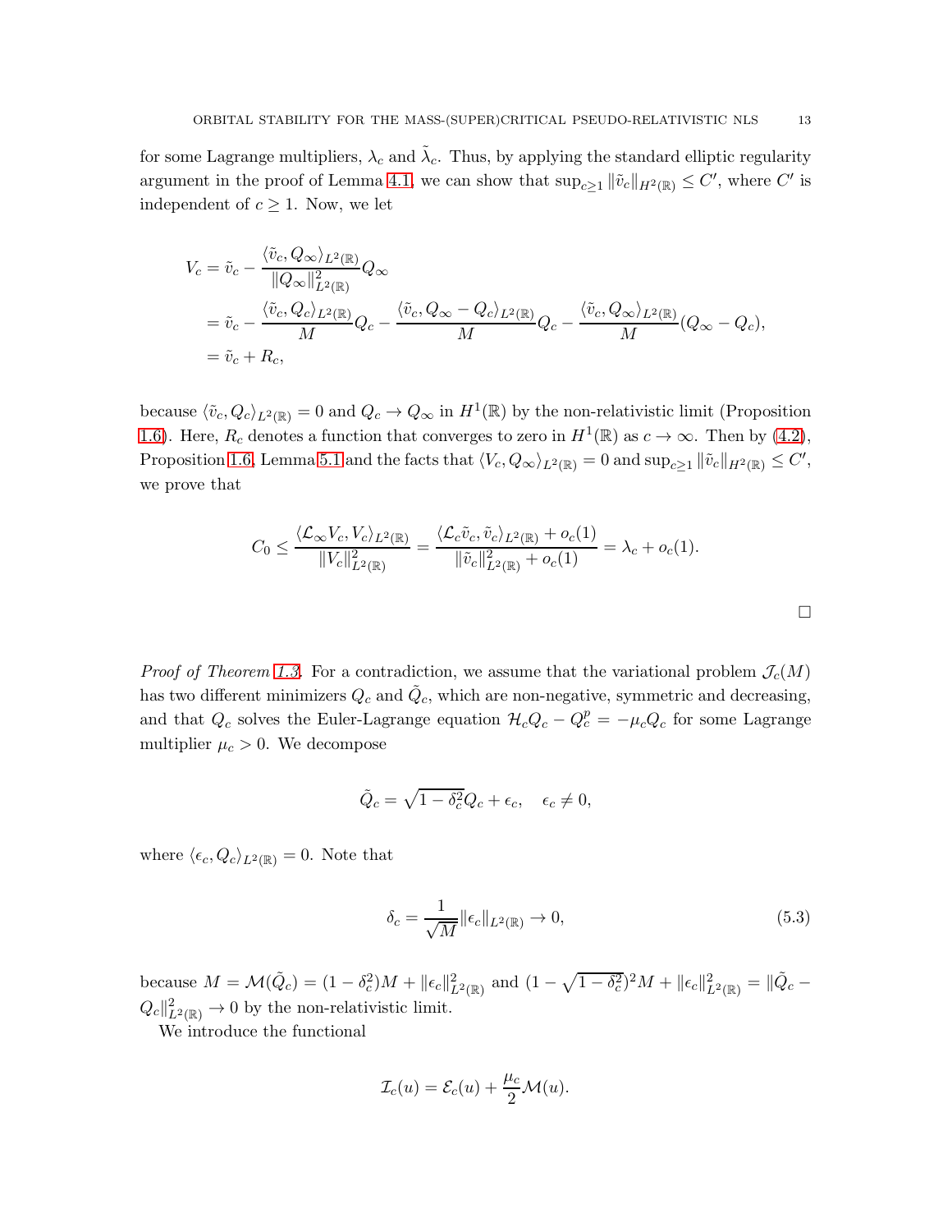for some Lagrange multipliers, $\lambda_c$ and $\tilde{\lambda}_c$. Thus, by applying the standard elliptic regularity argument in the proof of Lemma 4.1, we can show that $\sup_{c\geq 1}\|\tilde{v}_c\|_{H^2(\mathbb{R})}\leq C'$, where $C'$ is independent of $c\geq 1$. Now, we let

$$
\begin{aligned}
V_c &= \tilde{v}_c - \frac{\langle \tilde{v}_c, Q_\infty\rangle_{L^2(\mathbb{R})}}{\|Q_\infty\|_{L^2(\mathbb{R})}^2}Q_\infty \\
&= \tilde{v}_c - \frac{\langle \tilde{v}_c, Q_c\rangle_{L^2(\mathbb{R})}}{M}Q_c - \frac{\langle \tilde{v}_c, Q_\infty - Q_c\rangle_{L^2(\mathbb{R})}}{M}Q_c - \frac{\langle \tilde{v}_c, Q_\infty\rangle_{L^2(\mathbb{R})}}{M}(Q_\infty - Q_c), \\
&= \tilde{v}_c + R_c,
\end{aligned}
$$

because $\langle \tilde{v}_c, Q_c\rangle_{L^2(\mathbb{R})} = 0$ and $Q_c \to Q_\infty$ in $H^1(\mathbb{R})$ by the non-relativistic limit (Proposition 1.6). Here, $R_c$ denotes a function that converges to zero in $H^1(\mathbb{R})$ as $c\to\infty$. Then by (4.2), Proposition 1.6, Lemma 5.1 and the facts that $\langle V_c, Q_\infty\rangle_{L^2(\mathbb{R})} = 0$ and $\sup_{c\geq 1}\|\tilde{v}_c\|_{H^2(\mathbb{R})}\leq C'$, we prove that

$$
C_0 \leq \frac{\langle \mathcal{L}_\infty V_c, V_c\rangle_{L^2(\mathbb{R})}}{\|V_c\|_{L^2(\mathbb{R})}^2} = \frac{\langle \mathcal{L}_c \tilde{v}_c, \tilde{v}_c\rangle_{L^2(\mathbb{R})} + o_c(1)}{\|\tilde{v}_c\|_{L^2(\mathbb{R})}^2 + o_c(1)} = \lambda_c + o_c(1).
$$

□

*Proof of Theorem 1.3.* For a contradiction, we assume that the variational problem $\mathcal{J}_c(M)$ has two different minimizers $Q_c$ and $\tilde{Q}_c$, which are non-negative, symmetric and decreasing, and that $Q_c$ solves the Euler-Lagrange equation $\mathcal{H}_c Q_c - Q_c^p = -\mu_c Q_c$ for some Lagrange multiplier $\mu_c > 0$. We decompose

$$
\tilde{Q}_c = \sqrt{1-\delta_c^2}Q_c + \epsilon_c, \quad \epsilon_c \neq 0,
$$

where $\langle \epsilon_c, Q_c\rangle_{L^2(\mathbb{R})} = 0$. Note that

$$
\delta_c = \frac{1}{\sqrt{M}}\|\epsilon_c\|_{L^2(\mathbb{R})} \to 0, \tag{5.3}
$$

because $M = \mathcal{M}(\tilde{Q}_c) = (1-\delta_c^2)M + \|\epsilon_c\|_{L^2(\mathbb{R})}^2$ and $(1-\sqrt{1-\delta_c^2})^2 M + \|\epsilon_c\|_{L^2(\mathbb{R})}^2 = \|\tilde{Q}_c - Q_c\|_{L^2(\mathbb{R})}^2 \to 0$ by the non-relativistic limit.

We introduce the functional

$$
\mathcal{I}_c(u) = \mathcal{E}_c(u) + \frac{\mu_c}{2}\mathcal{M}(u).
$$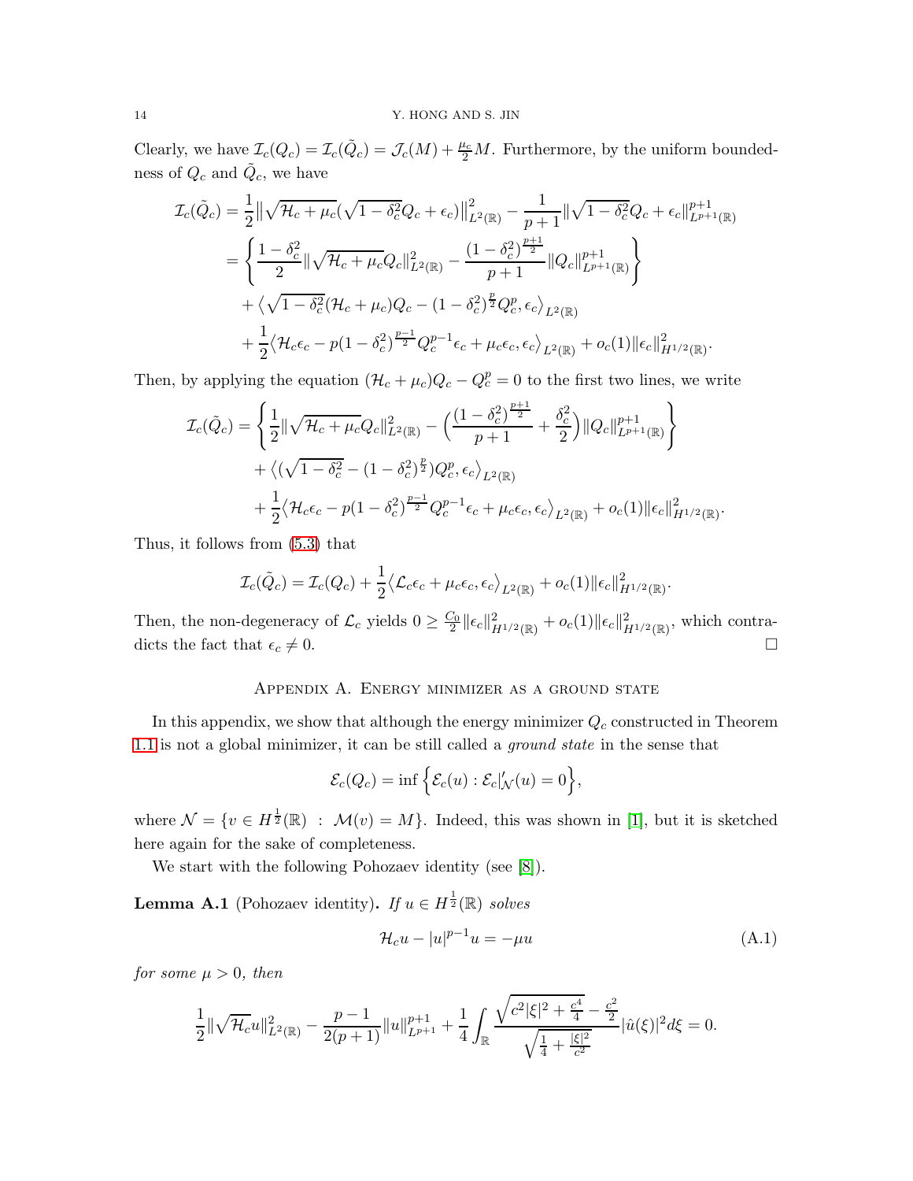Clearly, we have $\mathcal{I}_c(Q_c) = \mathcal{I}_c(\tilde{Q}_c) = \mathcal{J}_c(M) + \frac{\mu_c}{2}M$. Furthermore, by the uniform boundedness of $Q_c$ and $\tilde{Q}_c$, we have

$$
\begin{aligned}
\mathcal{I}_c(\tilde{Q}_c) &= \frac{1}{2}\big\|\sqrt{\mathcal{H}_c+\mu_c}(\sqrt{1-\delta_c^2}Q_c+\epsilon_c)\big\|_{L^2(\mathbb{R})}^2 - \frac{1}{p+1}\|\sqrt{1-\delta_c^2}Q_c+\epsilon_c\|_{L^{p+1}(\mathbb{R})}^{p+1} \\
&= \left\{\frac{1-\delta_c^2}{2}\|\sqrt{\mathcal{H}_c+\mu_c}Q_c\|_{L^2(\mathbb{R})}^2 - \frac{(1-\delta_c^2)^{\frac{p+1}{2}}}{p+1}\|Q_c\|_{L^{p+1}(\mathbb{R})}^{p+1}\right\} \\
&\quad + \big\langle \sqrt{1-\delta_c^2}(\mathcal{H}_c+\mu_c)Q_c - (1-\delta_c^2)^{\frac{p}{2}}Q_c^p, \epsilon_c\big\rangle_{L^2(\mathbb{R})} \\
&\quad + \frac{1}{2}\big\langle \mathcal{H}_c\epsilon_c - p(1-\delta_c^2)^{\frac{p-1}{2}}Q_c^{p-1}\epsilon_c + \mu_c\epsilon_c, \epsilon_c\big\rangle_{L^2(\mathbb{R})} + o_c(1)\|\epsilon_c\|_{H^{1/2}(\mathbb{R})}^2.
\end{aligned}
$$

Then, by applying the equation $(\mathcal{H}_c+\mu_c)Q_c - Q_c^p = 0$ to the first two lines, we write

$$
\begin{aligned}
\mathcal{I}_c(\tilde{Q}_c) &= \left\{\frac{1}{2}\|\sqrt{\mathcal{H}_c+\mu_c}Q_c\|_{L^2(\mathbb{R})}^2 - \Big(\frac{(1-\delta_c^2)^{\frac{p+1}{2}}}{p+1} + \frac{\delta_c^2}{2}\Big)\|Q_c\|_{L^{p+1}(\mathbb{R})}^{p+1}\right\} \\
&\quad + \big\langle (\sqrt{1-\delta_c^2} - (1-\delta_c^2)^{\frac{p}{2}})Q_c^p, \epsilon_c\big\rangle_{L^2(\mathbb{R})} \\
&\quad + \frac{1}{2}\big\langle \mathcal{H}_c\epsilon_c - p(1-\delta_c^2)^{\frac{p-1}{2}}Q_c^{p-1}\epsilon_c + \mu_c\epsilon_c, \epsilon_c\big\rangle_{L^2(\mathbb{R})} + o_c(1)\|\epsilon_c\|_{H^{1/2}(\mathbb{R})}^2.
\end{aligned}
$$

Thus, it follows from (5.3) that

$$
\mathcal{I}_c(\tilde{Q}_c) = \mathcal{I}_c(Q_c) + \frac{1}{2}\big\langle \mathcal{L}_c\epsilon_c + \mu_c\epsilon_c, \epsilon_c\big\rangle_{L^2(\mathbb{R})} + o_c(1)\|\epsilon_c\|_{H^{1/2}(\mathbb{R})}^2.
$$

Then, the non-degeneracy of $\mathcal{L}_c$ yields $0 \geq \frac{C_0}{2}\|\epsilon_c\|_{H^{1/2}(\mathbb{R})}^2 + o_c(1)\|\epsilon_c\|_{H^{1/2}(\mathbb{R})}^2$, which contradicts the fact that $\epsilon_c \neq 0$. □

## Appendix A. Energy minimizer as a ground state

In this appendix, we show that although the energy minimizer $Q_c$ constructed in Theorem 1.1 is not a global minimizer, it can be still called a *ground state* in the sense that

$$
\mathcal{E}_c(Q_c) = \inf\Big\{\mathcal{E}_c(u) : \mathcal{E}_c|_{\mathcal{N}}'(u) = 0\Big\},
$$

where $\mathcal{N} = \{v \in H^{\frac{1}{2}}(\mathbb{R}) \ : \ \mathcal{M}(v) = M\}$. Indeed, this was shown in [1], but it is sketched here again for the sake of completeness.

We start with the following Pohozaev identity (see [8]).

**Lemma A.1** (Pohozaev identity)**.** *If $u \in H^{\frac{1}{2}}(\mathbb{R})$ solves*

$$
\mathcal{H}_c u - |u|^{p-1}u = -\mu u \tag{A.1}
$$

*for some $\mu > 0$, then*

$$
\frac{1}{2}\|\sqrt{\mathcal{H}_c}u\|_{L^2(\mathbb{R})}^2 - \frac{p-1}{2(p+1)}\|u\|_{L^{p+1}}^{p+1} + \frac{1}{4}\int_{\mathbb{R}} \frac{\sqrt{c^2|\xi|^2+\frac{c^4}{4}} - \frac{c^2}{2}}{\sqrt{\frac{1}{4}+\frac{|\xi|^2}{c^2}}}|\hat{u}(\xi)|^2 d\xi = 0.
$$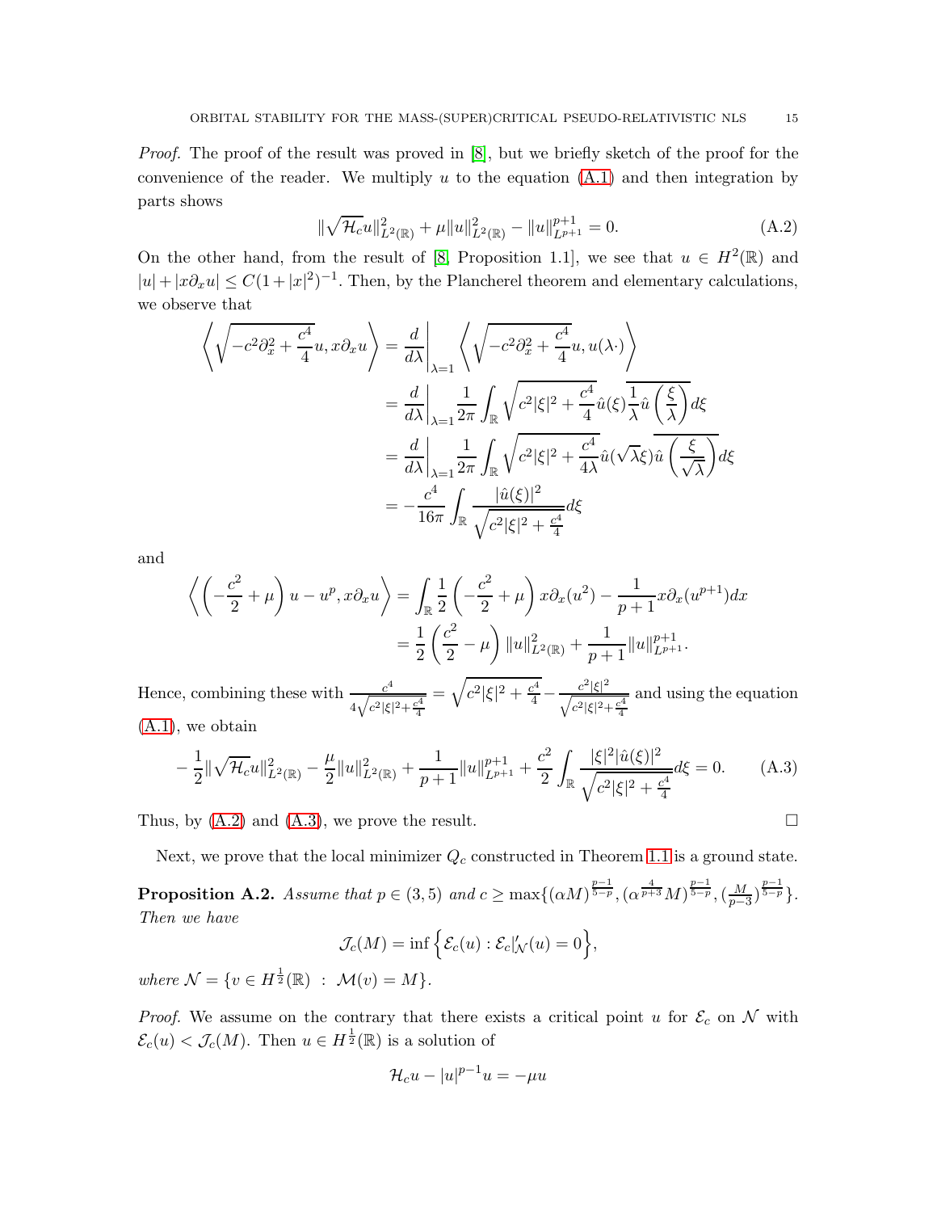*Proof.* The proof of the result was proved in [8], but we briefly sketch of the proof for the convenience of the reader. We multiply $u$ to the equation (A.1) and then integration by parts shows

$$\|\sqrt{\mathcal{H}_c}u\|_{L^2(\mathbb{R})}^2 + \mu\|u\|_{L^2(\mathbb{R})}^2 - \|u\|_{L^{p+1}}^{p+1} = 0. \tag{A.2}$$

On the other hand, from the result of [8, Proposition 1.1], we see that $u \in H^2(\mathbb{R})$ and $|u| + |x\partial_x u| \le C(1+|x|^2)^{-1}$. Then, by the Plancherel theorem and elementary calculations, we observe that

$$\begin{aligned}
\left\langle \sqrt{-c^2\partial_x^2 + \frac{c^4}{4}}u, x\partial_x u \right\rangle &= \frac{d}{d\lambda}\bigg|_{\lambda=1} \left\langle \sqrt{-c^2\partial_x^2 + \frac{c^4}{4}}u, u(\lambda\cdot) \right\rangle \\
&= \frac{d}{d\lambda}\bigg|_{\lambda=1} \frac{1}{2\pi}\int_{\mathbb{R}} \sqrt{c^2|\xi|^2 + \frac{c^4}{4}}\hat{u}(\xi)\overline{\frac{1}{\lambda}\hat{u}\left(\frac{\xi}{\lambda}\right)}d\xi \\
&= \frac{d}{d\lambda}\bigg|_{\lambda=1} \frac{1}{2\pi}\int_{\mathbb{R}} \sqrt{c^2|\xi|^2 + \frac{c^4}{4\lambda}}\hat{u}(\sqrt{\lambda}\xi)\overline{\hat{u}\left(\frac{\xi}{\sqrt{\lambda}}\right)}d\xi \\
&= -\frac{c^4}{16\pi}\int_{\mathbb{R}} \frac{|\hat{u}(\xi)|^2}{\sqrt{c^2|\xi|^2 + \frac{c^4}{4}}}d\xi
\end{aligned}$$

and

$$\begin{aligned}
\left\langle \left(-\frac{c^2}{2} + \mu\right)u - u^p, x\partial_x u \right\rangle &= \int_{\mathbb{R}} \frac{1}{2}\left(-\frac{c^2}{2} + \mu\right)x\partial_x(u^2) - \frac{1}{p+1}x\partial_x(u^{p+1})dx \\
&= \frac{1}{2}\left(\frac{c^2}{2} - \mu\right)\|u\|_{L^2(\mathbb{R})}^2 + \frac{1}{p+1}\|u\|_{L^{p+1}}^{p+1}.
\end{aligned}$$

Hence, combining these with $\frac{c^4}{4\sqrt{c^2|\xi|^2+\frac{c^4}{4}}} = \sqrt{c^2|\xi|^2 + \frac{c^4}{4}} - \frac{c^2|\xi|^2}{\sqrt{c^2|\xi|^2+\frac{c^4}{4}}}$ and using the equation (A.1), we obtain

$$-\frac{1}{2}\|\sqrt{\mathcal{H}_c}u\|_{L^2(\mathbb{R})}^2 - \frac{\mu}{2}\|u\|_{L^2(\mathbb{R})}^2 + \frac{1}{p+1}\|u\|_{L^{p+1}}^{p+1} + \frac{c^2}{2}\int_{\mathbb{R}} \frac{|\xi|^2|\hat{u}(\xi)|^2}{\sqrt{c^2|\xi|^2 + \frac{c^4}{4}}}d\xi = 0. \tag{A.3}$$

Thus, by (A.2) and (A.3), we prove the result. $\square$

Next, we prove that the local minimizer $Q_c$ constructed in Theorem 1.1 is a ground state.

**Proposition A.2.** *Assume that $p \in (3,5)$ and $c \ge \max\{(\alpha M)^{\frac{p-1}{5-p}}, (\alpha^{\frac{4}{p+3}}M)^{\frac{p-1}{5-p}}, (\frac{M}{p-3})^{\frac{p-1}{5-p}}\}$. Then we have*

$$\mathcal{J}_c(M) = \inf\left\{\mathcal{E}_c(u) : \mathcal{E}_c|_{\mathcal{N}}'(u) = 0\right\},$$

*where $\mathcal{N} = \{v \in H^{\frac{1}{2}}(\mathbb{R}) \ : \ \mathcal{M}(v) = M\}$.*

*Proof.* We assume on the contrary that there exists a critical point $u$ for $\mathcal{E}_c$ on $\mathcal{N}$ with $\mathcal{E}_c(u) < \mathcal{J}_c(M)$. Then $u \in H^{\frac{1}{2}}(\mathbb{R})$ is a solution of

$$\mathcal{H}_c u - |u|^{p-1}u = -\mu u$$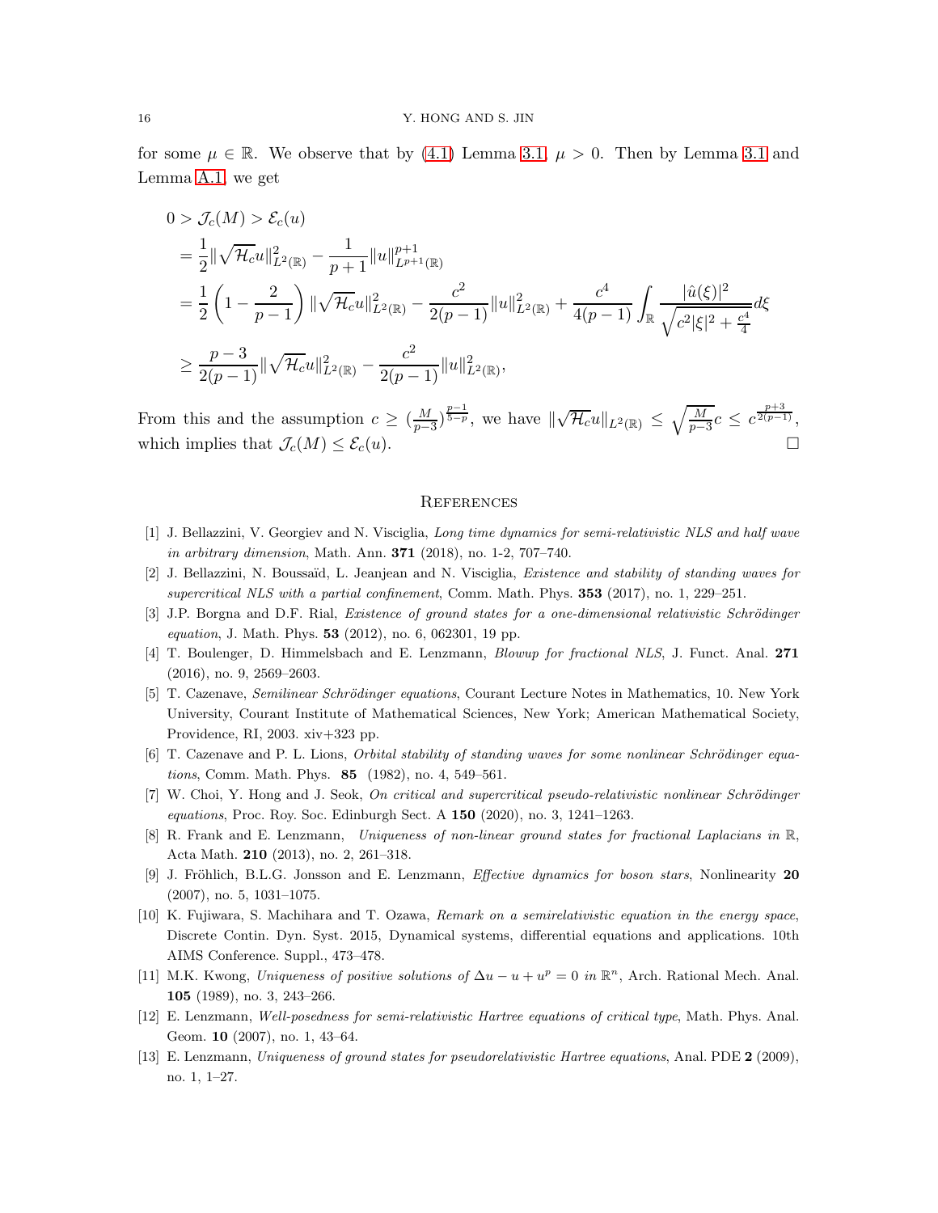for some $\mu \in \mathbb{R}$. We observe that by (4.1) Lemma 3.1, $\mu > 0$. Then by Lemma 3.1 and Lemma A.1, we get

$$
\begin{aligned}
0 > \mathcal{J}_c(M) &> \mathcal{E}_c(u) \\
&= \frac{1}{2}\|\sqrt{\mathcal{H}_c}u\|_{L^2(\mathbb{R})}^2 - \frac{1}{p+1}\|u\|_{L^{p+1}(\mathbb{R})}^{p+1} \\
&= \frac{1}{2}\left(1 - \frac{2}{p-1}\right)\|\sqrt{\mathcal{H}_c}u\|_{L^2(\mathbb{R})}^2 - \frac{c^2}{2(p-1)}\|u\|_{L^2(\mathbb{R})}^2 + \frac{c^4}{4(p-1)}\int_{\mathbb{R}} \frac{|\hat{u}(\xi)|^2}{\sqrt{c^2|\xi|^2 + \frac{c^4}{4}}}d\xi \\
&\geq \frac{p-3}{2(p-1)}\|\sqrt{\mathcal{H}_c}u\|_{L^2(\mathbb{R})}^2 - \frac{c^2}{2(p-1)}\|u\|_{L^2(\mathbb{R})}^2,
\end{aligned}
$$

From this and the assumption $c \geq (\frac{M}{p-3})^{\frac{p-1}{5-p}}$, we have $\|\sqrt{\mathcal{H}_c}u\|_{L^2(\mathbb{R})} \leq \sqrt{\frac{M}{p-3}}c \leq c^{\frac{p+3}{2(p-1)}}$, which implies that $\mathcal{J}_c(M) \leq \mathcal{E}_c(u)$. □

## References

[1] J. Bellazzini, V. Georgiev and N. Visciglia, *Long time dynamics for semi-relativistic NLS and half wave in arbitrary dimension*, Math. Ann. **371** (2018), no. 1-2, 707–740.

[2] J. Bellazzini, N. Boussaïd, L. Jeanjean and N. Visciglia, *Existence and stability of standing waves for supercritical NLS with a partial confinement*, Comm. Math. Phys. **353** (2017), no. 1, 229–251.

[3] J.P. Borgna and D.F. Rial, *Existence of ground states for a one-dimensional relativistic Schrödinger equation*, J. Math. Phys. **53** (2012), no. 6, 062301, 19 pp.

[4] T. Boulenger, D. Himmelsbach and E. Lenzmann, *Blowup for fractional NLS*, J. Funct. Anal. **271** (2016), no. 9, 2569–2603.

[5] T. Cazenave, *Semilinear Schrödinger equations*, Courant Lecture Notes in Mathematics, 10. New York University, Courant Institute of Mathematical Sciences, New York; American Mathematical Society, Providence, RI, 2003. xiv+323 pp.

[6] T. Cazenave and P. L. Lions, *Orbital stability of standing waves for some nonlinear Schrödinger equations*, Comm. Math. Phys. **85** (1982), no. 4, 549–561.

[7] W. Choi, Y. Hong and J. Seok, *On critical and supercritical pseudo-relativistic nonlinear Schrödinger equations*, Proc. Roy. Soc. Edinburgh Sect. A **150** (2020), no. 3, 1241–1263.

[8] R. Frank and E. Lenzmann, *Uniqueness of non-linear ground states for fractional Laplacians in* $\mathbb{R}$, Acta Math. **210** (2013), no. 2, 261–318.

[9] J. Fröhlich, B.L.G. Jonsson and E. Lenzmann, *Effective dynamics for boson stars*, Nonlinearity **20** (2007), no. 5, 1031–1075.

[10] K. Fujiwara, S. Machihara and T. Ozawa, *Remark on a semirelativistic equation in the energy space*, Discrete Contin. Dyn. Syst. 2015, Dynamical systems, differential equations and applications. 10th AIMS Conference. Suppl., 473–478.

[11] M.K. Kwong, *Uniqueness of positive solutions of* $\Delta u - u + u^p = 0$ *in* $\mathbb{R}^n$, Arch. Rational Mech. Anal. **105** (1989), no. 3, 243–266.

[12] E. Lenzmann, *Well-posedness for semi-relativistic Hartree equations of critical type*, Math. Phys. Anal. Geom. **10** (2007), no. 1, 43–64.

[13] E. Lenzmann, *Uniqueness of ground states for pseudorelativistic Hartree equations*, Anal. PDE **2** (2009), no. 1, 1–27.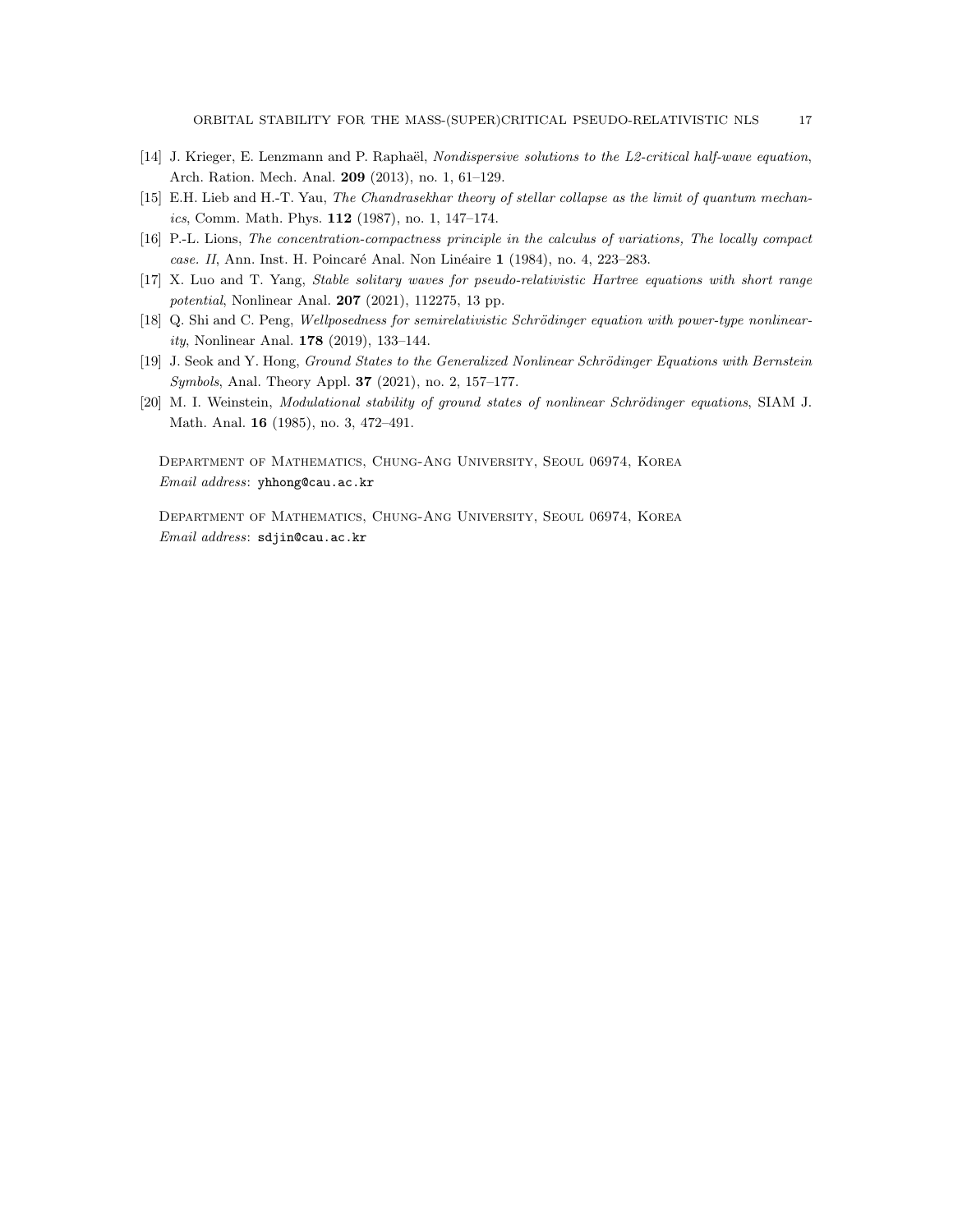[14] J. Krieger, E. Lenzmann and P. Raphaël, *Nondispersive solutions to the L2-critical half-wave equation*, Arch. Ration. Mech. Anal. **209** (2013), no. 1, 61–129.

[15] E.H. Lieb and H.-T. Yau, *The Chandrasekhar theory of stellar collapse as the limit of quantum mechanics*, Comm. Math. Phys. **112** (1987), no. 1, 147–174.

[16] P.-L. Lions, *The concentration-compactness principle in the calculus of variations, The locally compact case. II*, Ann. Inst. H. Poincaré Anal. Non Linéaire **1** (1984), no. 4, 223–283.

[17] X. Luo and T. Yang, *Stable solitary waves for pseudo-relativistic Hartree equations with short range potential*, Nonlinear Anal. **207** (2021), 112275, 13 pp.

[18] Q. Shi and C. Peng, *Wellposedness for semirelativistic Schrödinger equation with power-type nonlinearity*, Nonlinear Anal. **178** (2019), 133–144.

[19] J. Seok and Y. Hong, *Ground States to the Generalized Nonlinear Schrödinger Equations with Bernstein Symbols*, Anal. Theory Appl. **37** (2021), no. 2, 157–177.

[20] M. I. Weinstein, *Modulational stability of ground states of nonlinear Schrödinger equations*, SIAM J. Math. Anal. **16** (1985), no. 3, 472–491.

Department of Mathematics, Chung-Ang University, Seoul 06974, Korea
*Email address*: yhhong@cau.ac.kr

Department of Mathematics, Chung-Ang University, Seoul 06974, Korea
*Email address*: sdjin@cau.ac.kr